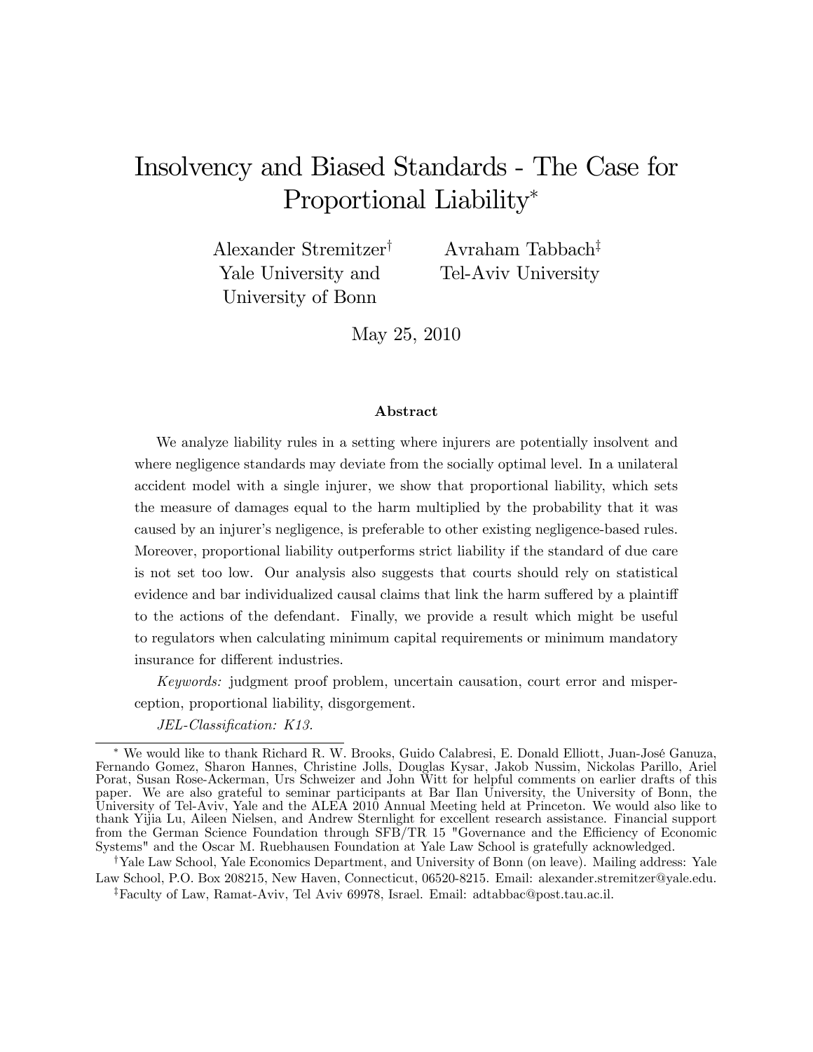# Insolvency and Biased Standards - The Case for Proportional Liability[*]

Alexander Stremitzer[†]
Yale University and
University of Bonn

Avraham Tabbach[‡]
Tel-Aviv University

May 25, 2010

### Abstract

We analyze liability rules in a setting where injurers are potentially insolvent and where negligence standards may deviate from the socially optimal level. In a unilateral accident model with a single injurer, we show that proportional liability, which sets the measure of damages equal to the harm multiplied by the probability that it was caused by an injurer's negligence, is preferable to other existing negligence-based rules. Moreover, proportional liability outperforms strict liability if the standard of due care is not set too low. Our analysis also suggests that courts should rely on statistical evidence and bar individualized causal claims that link the harm suffered by a plaintiff to the actions of the defendant. Finally, we provide a result which might be useful to regulators when calculating minimum capital requirements or minimum mandatory insurance for different industries.

*Keywords:* judgment proof problem, uncertain causation, court error and misperception, proportional liability, disgorgement.

*JEL-Classification: K13.*

---

[*] We would like to thank Richard R. W. Brooks, Guido Calabresi, E. Donald Elliott, Juan-José Ganuza, Fernando Gomez, Sharon Hannes, Christine Jolls, Douglas Kysar, Jakob Nussim, Nickolas Parillo, Ariel Porat, Susan Rose-Ackerman, Urs Schweizer and John Witt for helpful comments on earlier drafts of this paper. We are also grateful to seminar participants at Bar Ilan University, the University of Bonn, the University of Tel-Aviv, Yale and the ALEA 2010 Annual Meeting held at Princeton. We would also like to thank Yijia Lu, Aileen Nielsen, and Andrew Sternlight for excellent research assistance. Financial support from the German Science Foundation through SFB/TR 15 "Governance and the Efficiency of Economic Systems" and the Oscar M. Ruebhausen Foundation at Yale Law School is gratefully acknowledged.

[†] Yale Law School, Yale Economics Department, and University of Bonn (on leave). Mailing address: Yale Law School, P.O. Box 208215, New Haven, Connecticut, 06520-8215. Email: alexander.stremitzer@yale.edu.

[‡] Faculty of Law, Ramat-Aviv, Tel Aviv 69978, Israel. Email: adtabbac@post.tau.ac.il.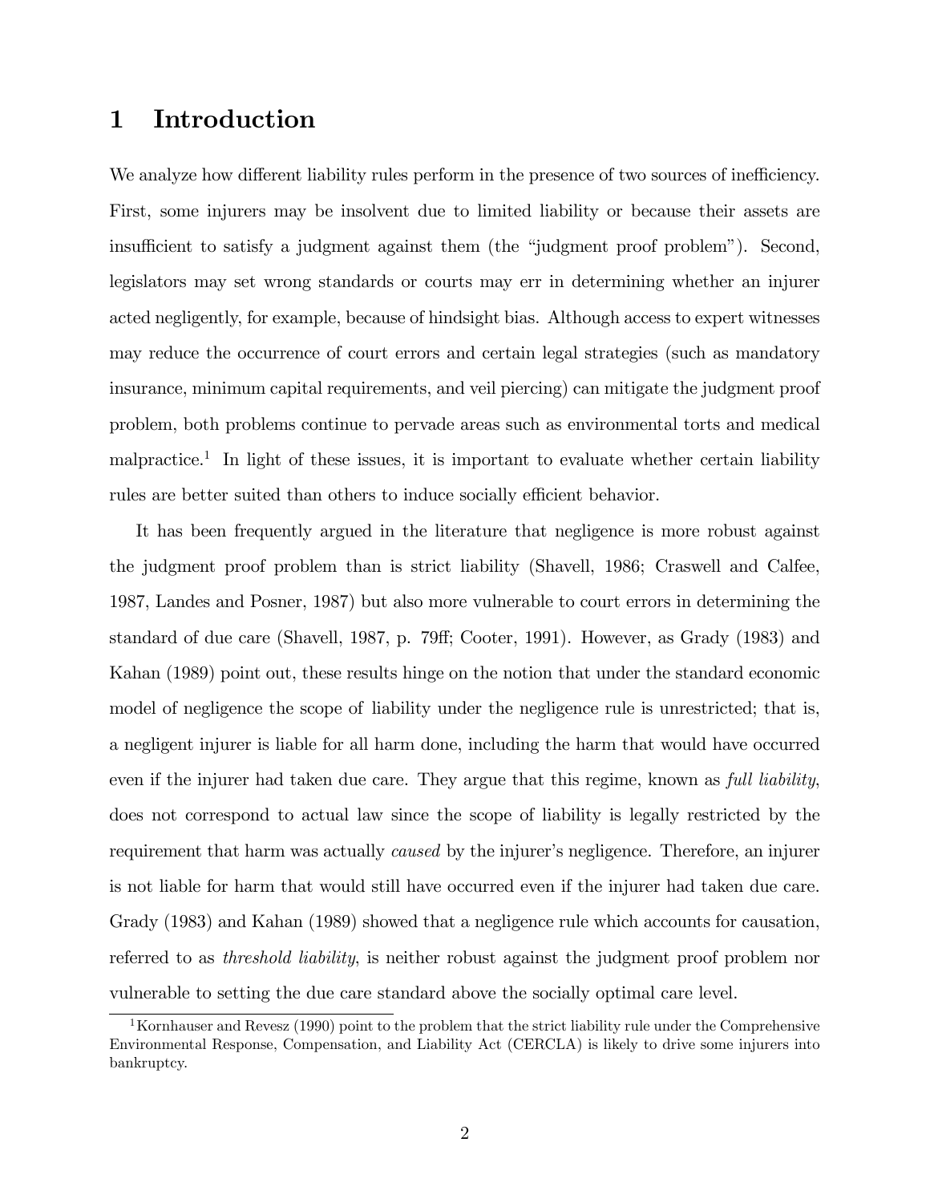# 1 Introduction

We analyze how different liability rules perform in the presence of two sources of inefficiency. First, some injurers may be insolvent due to limited liability or because their assets are insufficient to satisfy a judgment against them (the "judgment proof problem"). Second, legislators may set wrong standards or courts may err in determining whether an injurer acted negligently, for example, because of hindsight bias. Although access to expert witnesses may reduce the occurrence of court errors and certain legal strategies (such as mandatory insurance, minimum capital requirements, and veil piercing) can mitigate the judgment proof problem, both problems continue to pervade areas such as environmental torts and medical malpractice.[1] In light of these issues, it is important to evaluate whether certain liability rules are better suited than others to induce socially efficient behavior.

It has been frequently argued in the literature that negligence is more robust against the judgment proof problem than is strict liability (Shavell, 1986; Craswell and Calfee, 1987, Landes and Posner, 1987) but also more vulnerable to court errors in determining the standard of due care (Shavell, 1987, p. 79ff; Cooter, 1991). However, as Grady (1983) and Kahan (1989) point out, these results hinge on the notion that under the standard economic model of negligence the scope of liability under the negligence rule is unrestricted; that is, a negligent injurer is liable for all harm done, including the harm that would have occurred even if the injurer had taken due care. They argue that this regime, known as *full liability*, does not correspond to actual law since the scope of liability is legally restricted by the requirement that harm was actually *caused* by the injurer's negligence. Therefore, an injurer is not liable for harm that would still have occurred even if the injurer had taken due care. Grady (1983) and Kahan (1989) showed that a negligence rule which accounts for causation, referred to as *threshold liability*, is neither robust against the judgment proof problem nor vulnerable to setting the due care standard above the socially optimal care level.

[1] Kornhauser and Revesz (1990) point to the problem that the strict liability rule under the Comprehensive Environmental Response, Compensation, and Liability Act (CERCLA) is likely to drive some injurers into bankruptcy.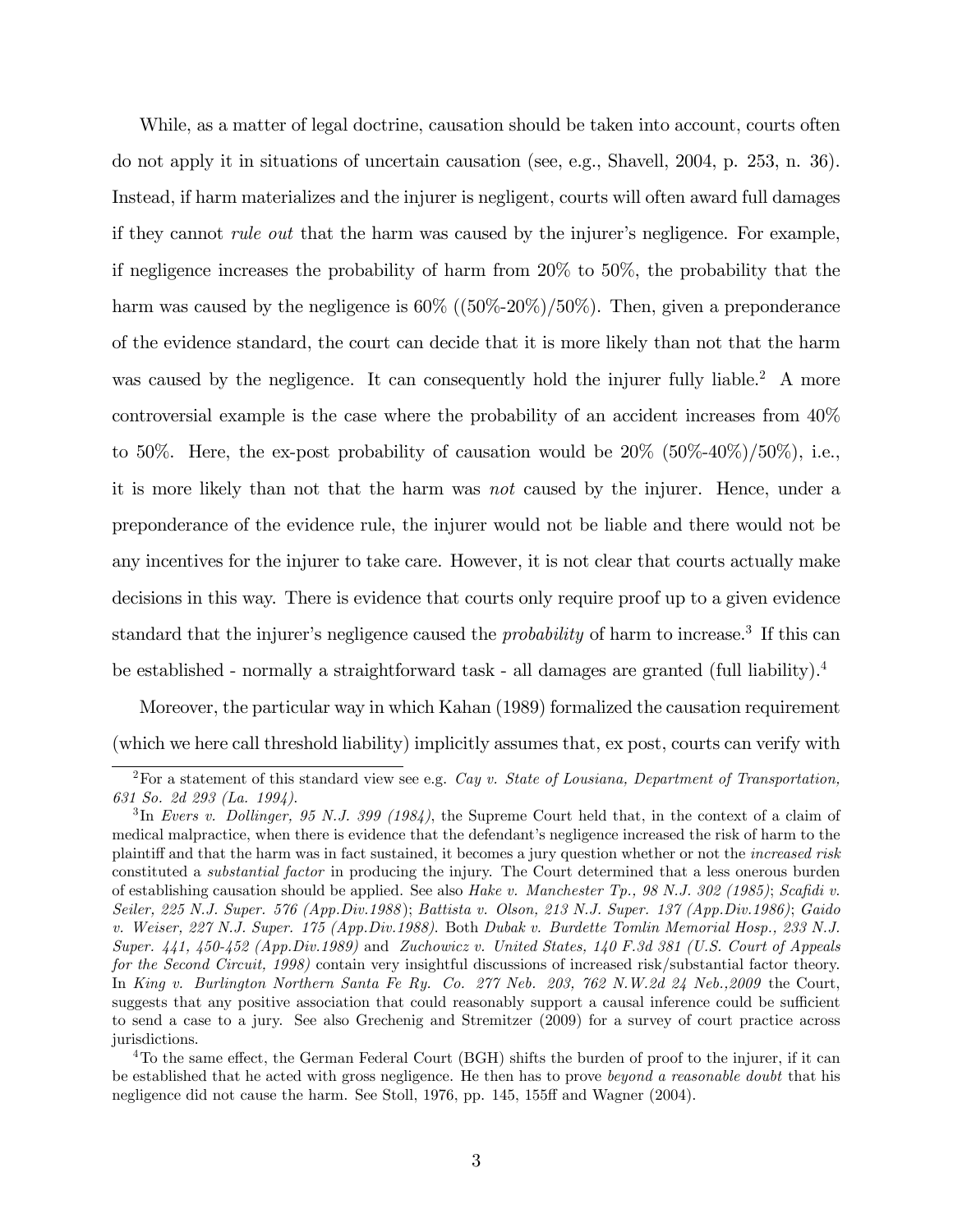While, as a matter of legal doctrine, causation should be taken into account, courts often do not apply it in situations of uncertain causation (see, e.g., Shavell, 2004, p. 253, n. 36). Instead, if harm materializes and the injurer is negligent, courts will often award full damages if they cannot *rule out* that the harm was caused by the injurer's negligence. For example, if negligence increases the probability of harm from 20% to 50%, the probability that the harm was caused by the negligence is 60% ((50%-20%)/50%). Then, given a preponderance of the evidence standard, the court can decide that it is more likely than not that the harm was caused by the negligence. It can consequently hold the injurer fully liable.[2] A more controversial example is the case where the probability of an accident increases from 40% to 50%. Here, the ex-post probability of causation would be 20% (50%-40%)/50%), i.e., it is more likely than not that the harm was *not* caused by the injurer. Hence, under a preponderance of the evidence rule, the injurer would not be liable and there would not be any incentives for the injurer to take care. However, it is not clear that courts actually make decisions in this way. There is evidence that courts only require proof up to a given evidence standard that the injurer's negligence caused the *probability* of harm to increase.[3] If this can be established - normally a straightforward task - all damages are granted (full liability).[4]

Moreover, the particular way in which Kahan (1989) formalized the causation requirement (which we here call threshold liability) implicitly assumes that, ex post, courts can verify with

---

[2] For a statement of this standard view see e.g. *Cay v. State of Lousiana, Department of Transportation, 631 So. 2d 293 (La. 1994)*.

[3] In *Evers v. Dollinger, 95 N.J. 399 (1984)*, the Supreme Court held that, in the context of a claim of medical malpractice, when there is evidence that the defendant's negligence increased the risk of harm to the plaintiff and that the harm was in fact sustained, it becomes a jury question whether or not the *increased risk* constituted a *substantial factor* in producing the injury. The Court determined that a less onerous burden of establishing causation should be applied. See also *Hake v. Manchester Tp., 98 N.J. 302 (1985)*; *Scafidi v. Seiler, 225 N.J. Super. 576 (App.Div.1988)*; *Battista v. Olson, 213 N.J. Super. 137 (App.Div.1986)*; *Gaido v. Weiser, 227 N.J. Super. 175 (App.Div.1988)*. Both *Dubak v. Burdette Tomlin Memorial Hosp., 233 N.J. Super. 441, 450-452 (App.Div.1989)* and *Zuchowicz v. United States, 140 F.3d 381 (U.S. Court of Appeals for the Second Circuit, 1998)* contain very insightful discussions of increased risk/substantial factor theory. In *King v. Burlington Northern Santa Fe Ry. Co. 277 Neb. 203, 762 N.W.2d 24 Neb.,2009* the Court, suggests that any positive association that could reasonably support a causal inference could be sufficient to send a case to a jury. See also Grechenig and Stremitzer (2009) for a survey of court practice across jurisdictions.

[4] To the same effect, the German Federal Court (BGH) shifts the burden of proof to the injurer, if it can be established that he acted with gross negligence. He then has to prove *beyond a reasonable doubt* that his negligence did not cause the harm. See Stoll, 1976, pp. 145, 155ff and Wagner (2004).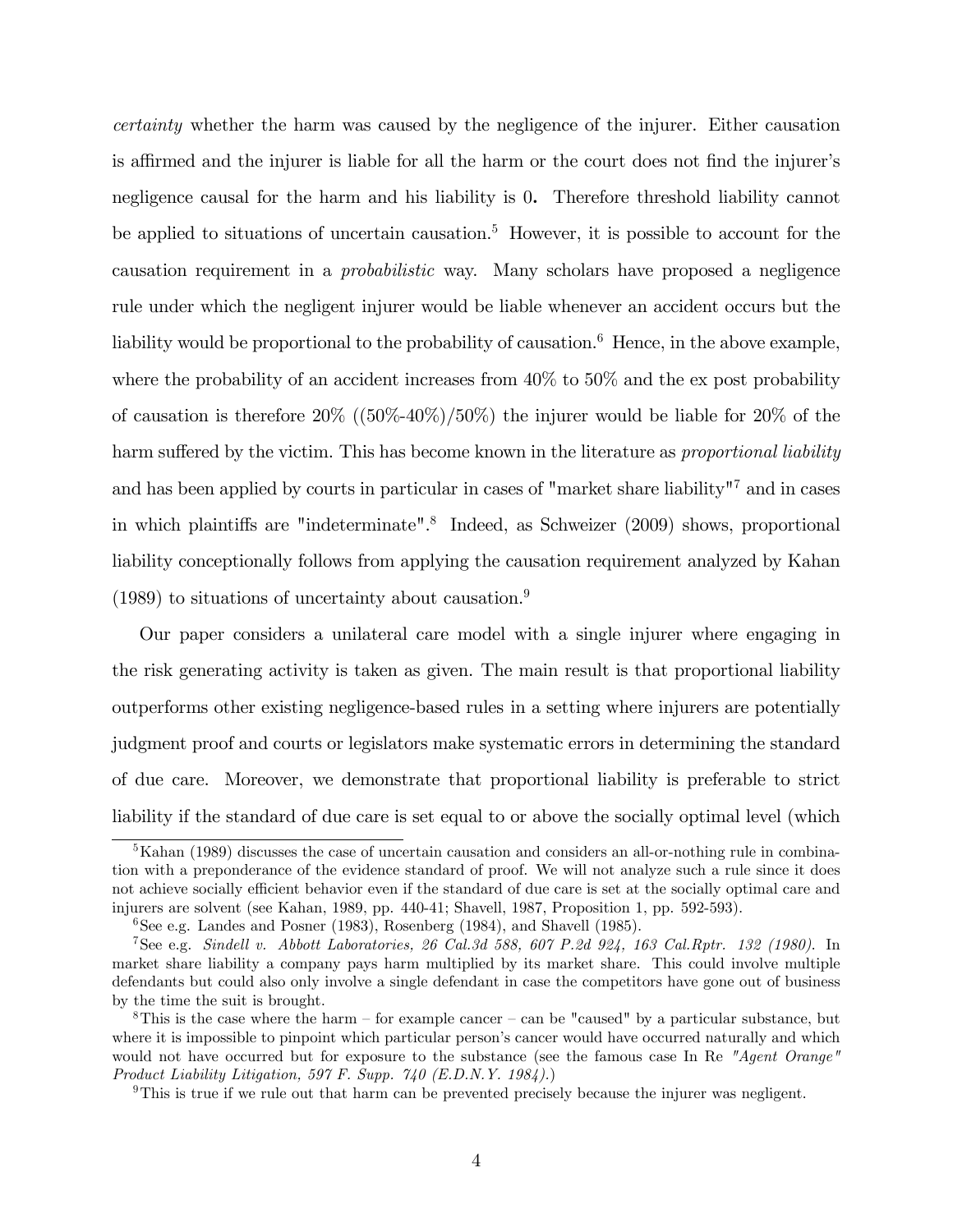*certainty* whether the harm was caused by the negligence of the injurer. Either causation is affirmed and the injurer is liable for all the harm or the court does not find the injurer's negligence causal for the harm and his liability is 0**.** Therefore threshold liability cannot be applied to situations of uncertain causation.[5] However, it is possible to account for the causation requirement in a *probabilistic* way. Many scholars have proposed a negligence rule under which the negligent injurer would be liable whenever an accident occurs but the liability would be proportional to the probability of causation.[6] Hence, in the above example, where the probability of an accident increases from 40% to 50% and the ex post probability of causation is therefore 20% ((50%-40%)/50%) the injurer would be liable for 20% of the harm suffered by the victim. This has become known in the literature as *proportional liability* and has been applied by courts in particular in cases of "market share liability"[7] and in cases in which plaintiffs are "indeterminate".[8] Indeed, as Schweizer (2009) shows, proportional liability conceptionally follows from applying the causation requirement analyzed by Kahan (1989) to situations of uncertainty about causation.[9]

Our paper considers a unilateral care model with a single injurer where engaging in the risk generating activity is taken as given. The main result is that proportional liability outperforms other existing negligence-based rules in a setting where injurers are potentially judgment proof and courts or legislators make systematic errors in determining the standard of due care. Moreover, we demonstrate that proportional liability is preferable to strict liability if the standard of due care is set equal to or above the socially optimal level (which

---

[5] Kahan (1989) discusses the case of uncertain causation and considers an all-or-nothing rule in combination with a preponderance of the evidence standard of proof. We will not analyze such a rule since it does not achieve socially efficient behavior even if the standard of due care is set at the socially optimal care and injurers are solvent (see Kahan, 1989, pp. 440-41; Shavell, 1987, Proposition 1, pp. 592-593).

[6] See e.g. Landes and Posner (1983), Rosenberg (1984), and Shavell (1985).

[7] See e.g. *Sindell v. Abbott Laboratories, 26 Cal.3d 588, 607 P.2d 924, 163 Cal.Rptr. 132 (1980).* In market share liability a company pays harm multiplied by its market share. This could involve multiple defendants but could also only involve a single defendant in case the competitors have gone out of business by the time the suit is brought.

[8] This is the case where the harm – for example cancer – can be "caused" by a particular substance, but where it is impossible to pinpoint which particular person's cancer would have occurred naturally and which would not have occurred but for exposure to the substance (see the famous case In Re *"Agent Orange" Product Liability Litigation, 597 F. Supp. 740 (E.D.N.Y. 1984).*)

[9] This is true if we rule out that harm can be prevented precisely because the injurer was negligent.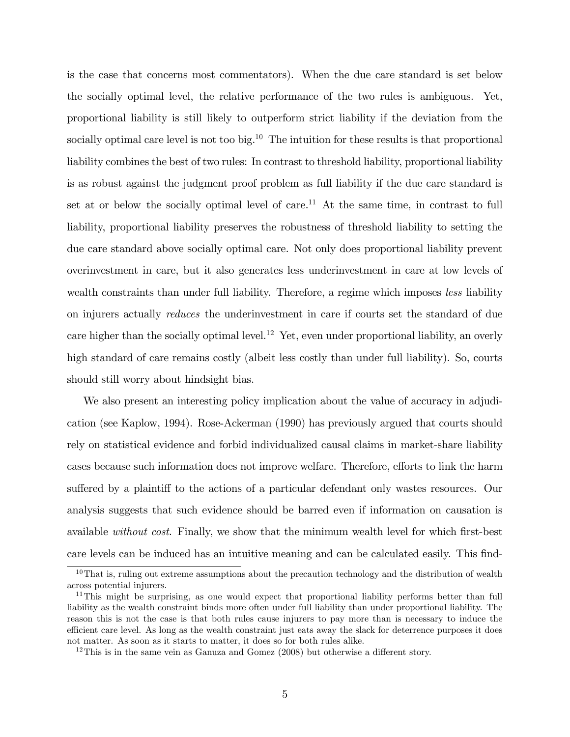is the case that concerns most commentators). When the due care standard is set below the socially optimal level, the relative performance of the two rules is ambiguous. Yet, proportional liability is still likely to outperform strict liability if the deviation from the socially optimal care level is not too big.[10] The intuition for these results is that proportional liability combines the best of two rules: In contrast to threshold liability, proportional liability is as robust against the judgment proof problem as full liability if the due care standard is set at or below the socially optimal level of care.[11] At the same time, in contrast to full liability, proportional liability preserves the robustness of threshold liability to setting the due care standard above socially optimal care. Not only does proportional liability prevent overinvestment in care, but it also generates less underinvestment in care at low levels of wealth constraints than under full liability. Therefore, a regime which imposes *less* liability on injurers actually *reduces* the underinvestment in care if courts set the standard of due care higher than the socially optimal level.[12] Yet, even under proportional liability, an overly high standard of care remains costly (albeit less costly than under full liability). So, courts should still worry about hindsight bias.

We also present an interesting policy implication about the value of accuracy in adjudication (see Kaplow, 1994). Rose-Ackerman (1990) has previously argued that courts should rely on statistical evidence and forbid individualized causal claims in market-share liability cases because such information does not improve welfare. Therefore, efforts to link the harm suffered by a plaintiff to the actions of a particular defendant only wastes resources. Our analysis suggests that such evidence should be barred even if information on causation is available *without cost*. Finally, we show that the minimum wealth level for which first-best care levels can be induced has an intuitive meaning and can be calculated easily. This find-

[10] That is, ruling out extreme assumptions about the precaution technology and the distribution of wealth across potential injurers.

[11] This might be surprising, as one would expect that proportional liability performs better than full liability as the wealth constraint binds more often under full liability than under proportional liability. The reason this is not the case is that both rules cause injurers to pay more than is necessary to induce the efficient care level. As long as the wealth constraint just eats away the slack for deterrence purposes it does not matter. As soon as it starts to matter, it does so for both rules alike.

[12] This is in the same vein as Ganuza and Gomez (2008) but otherwise a different story.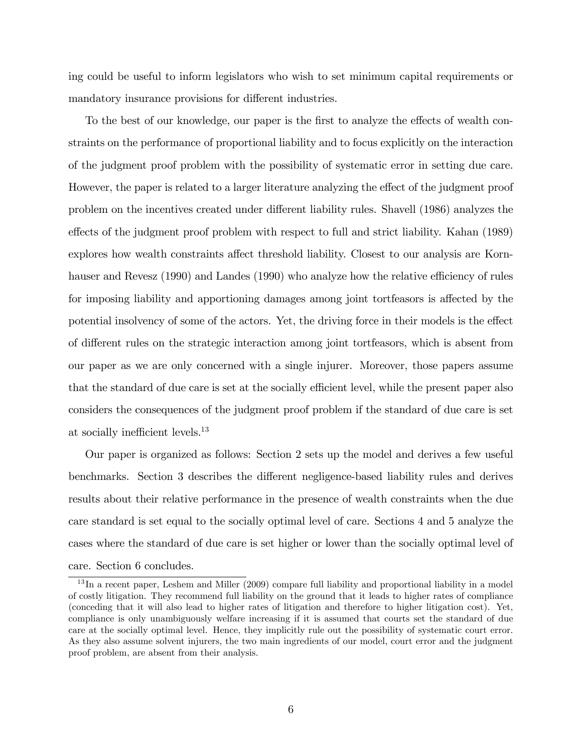ing could be useful to inform legislators who wish to set minimum capital requirements or mandatory insurance provisions for different industries.

To the best of our knowledge, our paper is the first to analyze the effects of wealth constraints on the performance of proportional liability and to focus explicitly on the interaction of the judgment proof problem with the possibility of systematic error in setting due care. However, the paper is related to a larger literature analyzing the effect of the judgment proof problem on the incentives created under different liability rules. Shavell (1986) analyzes the effects of the judgment proof problem with respect to full and strict liability. Kahan (1989) explores how wealth constraints affect threshold liability. Closest to our analysis are Kornhauser and Revesz (1990) and Landes (1990) who analyze how the relative efficiency of rules for imposing liability and apportioning damages among joint tortfeasors is affected by the potential insolvency of some of the actors. Yet, the driving force in their models is the effect of different rules on the strategic interaction among joint tortfeasors, which is absent from our paper as we are only concerned with a single injurer. Moreover, those papers assume that the standard of due care is set at the socially efficient level, while the present paper also considers the consequences of the judgment proof problem if the standard of due care is set at socially inefficient levels.[13]

Our paper is organized as follows: Section 2 sets up the model and derives a few useful benchmarks. Section 3 describes the different negligence-based liability rules and derives results about their relative performance in the presence of wealth constraints when the due care standard is set equal to the socially optimal level of care. Sections 4 and 5 analyze the cases where the standard of due care is set higher or lower than the socially optimal level of care. Section 6 concludes.

[13] In a recent paper, Leshem and Miller (2009) compare full liability and proportional liability in a model of costly litigation. They recommend full liability on the ground that it leads to higher rates of compliance (conceding that it will also lead to higher rates of litigation and therefore to higher litigation cost). Yet, compliance is only unambiguously welfare increasing if it is assumed that courts set the standard of due care at the socially optimal level. Hence, they implicitly rule out the possibility of systematic court error. As they also assume solvent injurers, the two main ingredients of our model, court error and the judgment proof problem, are absent from their analysis.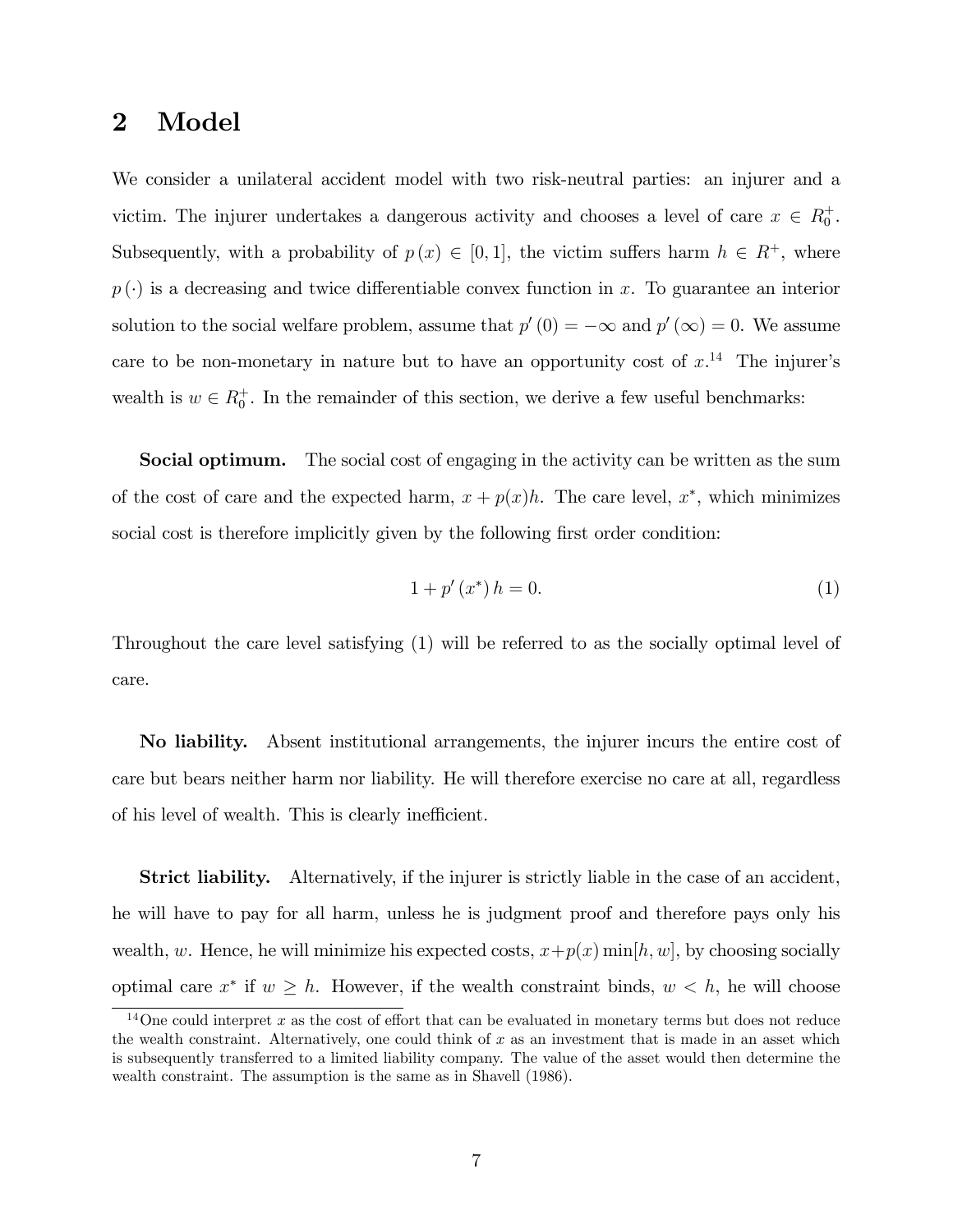## 2 Model

We consider a unilateral accident model with two risk-neutral parties: an injurer and a victim. The injurer undertakes a dangerous activity and chooses a level of care $x \in R_0^+$. Subsequently, with a probability of $p(x) \in [0,1]$, the victim suffers harm $h \in R^+$, where $p(\cdot)$ is a decreasing and twice differentiable convex function in $x$. To guarantee an interior solution to the social welfare problem, assume that $p'(0) = -\infty$ and $p'(\infty) = 0$. We assume care to be non-monetary in nature but to have an opportunity cost of $x$.[14] The injurer's wealth is $w \in R_0^+$. In the remainder of this section, we derive a few useful benchmarks:

**Social optimum.** The social cost of engaging in the activity can be written as the sum of the cost of care and the expected harm, $x + p(x)h$. The care level, $x^*$, which minimizes social cost is therefore implicitly given by the following first order condition:

$$1 + p'(x^*)h = 0. \tag{1}$$

Throughout the care level satisfying (1) will be referred to as the socially optimal level of care.

**No liability.** Absent institutional arrangements, the injurer incurs the entire cost of care but bears neither harm nor liability. He will therefore exercise no care at all, regardless of his level of wealth. This is clearly inefficient.

**Strict liability.** Alternatively, if the injurer is strictly liable in the case of an accident, he will have to pay for all harm, unless he is judgment proof and therefore pays only his wealth, $w$. Hence, he will minimize his expected costs, $x+p(x)\min[h,w]$, by choosing socially optimal care $x^*$ if $w \geq h$. However, if the wealth constraint binds, $w < h$, he will choose

[14] One could interpret $x$ as the cost of effort that can be evaluated in monetary terms but does not reduce the wealth constraint. Alternatively, one could think of $x$ as an investment that is made in an asset which is subsequently transferred to a limited liability company. The value of the asset would then determine the wealth constraint. The assumption is the same as in Shavell (1986).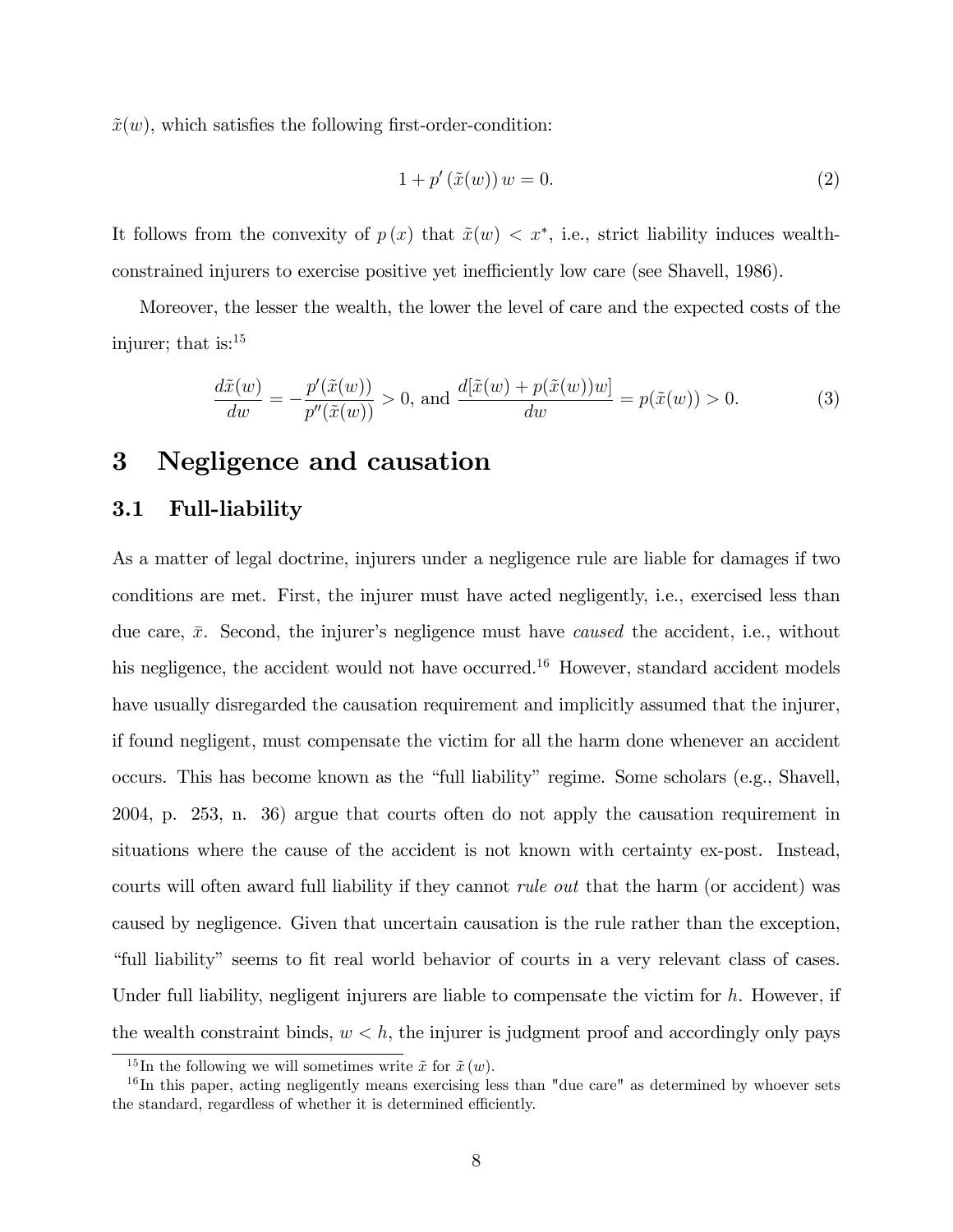$\tilde{x}(w)$, which satisfies the following first-order-condition:

$$1 + p'(\tilde{x}(w))\, w = 0. \tag{2}$$

It follows from the convexity of $p(x)$ that $\tilde{x}(w) < x^*$, i.e., strict liability induces wealth-constrained injurers to exercise positive yet inefficiently low care (see Shavell, 1986).

Moreover, the lesser the wealth, the lower the level of care and the expected costs of the injurer; that is:[15]

$$\frac{d\tilde{x}(w)}{dw} = -\frac{p'(\tilde{x}(w))}{p''(\tilde{x}(w))} > 0, \text{ and } \frac{d[\tilde{x}(w) + p(\tilde{x}(w))w]}{dw} = p(\tilde{x}(w)) > 0. \tag{3}$$

# 3 Negligence and causation

## 3.1 Full-liability

As a matter of legal doctrine, injurers under a negligence rule are liable for damages if two conditions are met. First, the injurer must have acted negligently, i.e., exercised less than due care, $\bar{x}$. Second, the injurer's negligence must have *caused* the accident, i.e., without his negligence, the accident would not have occurred.[16] However, standard accident models have usually disregarded the causation requirement and implicitly assumed that the injurer, if found negligent, must compensate the victim for all the harm done whenever an accident occurs. This has become known as the "full liability" regime. Some scholars (e.g., Shavell, 2004, p. 253, n. 36) argue that courts often do not apply the causation requirement in situations where the cause of the accident is not known with certainty ex-post. Instead, courts will often award full liability if they cannot *rule out* that the harm (or accident) was caused by negligence. Given that uncertain causation is the rule rather than the exception, "full liability" seems to fit real world behavior of courts in a very relevant class of cases. Under full liability, negligent injurers are liable to compensate the victim for $h$. However, if the wealth constraint binds, $w < h$, the injurer is judgment proof and accordingly only pays

[15] In the following we will sometimes write $\tilde{x}$ for $\tilde{x}(w)$.

[16] In this paper, acting negligently means exercising less than "due care" as determined by whoever sets the standard, regardless of whether it is determined efficiently.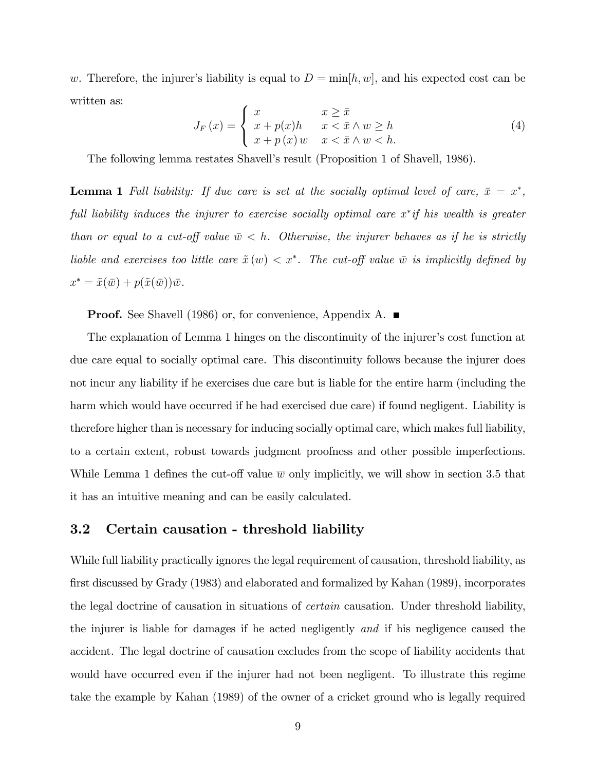$w$. Therefore, the injurer's liability is equal to $D = \min[h, w]$, and his expected cost can be written as:

$$J_F(x) = \begin{cases} x & x \geq \bar{x} \\ x + p(x)h & x < \bar{x} \wedge w \geq h \\ x + p(x)w & x < \bar{x} \wedge w < h. \end{cases} \tag{4}$$

The following lemma restates Shavell's result (Proposition 1 of Shavell, 1986).

**Lemma 1** *Full liability: If due care is set at the socially optimal level of care, $\bar{x} = x^*$, full liability induces the injurer to exercise socially optimal care $x^*$ if his wealth is greater than or equal to a cut-off value $\bar{w} < h$. Otherwise, the injurer behaves as if he is strictly liable and exercises too little care $\tilde{x}(w) < x^*$. The cut-off value $\bar{w}$ is implicitly defined by $x^* = \tilde{x}(\bar{w}) + p(\tilde{x}(\bar{w}))\bar{w}$.*

**Proof.** See Shavell (1986) or, for convenience, Appendix A. ■

The explanation of Lemma 1 hinges on the discontinuity of the injurer's cost function at due care equal to socially optimal care. This discontinuity follows because the injurer does not incur any liability if he exercises due care but is liable for the entire harm (including the harm which would have occurred if he had exercised due care) if found negligent. Liability is therefore higher than is necessary for inducing socially optimal care, which makes full liability, to a certain extent, robust towards judgment proofness and other possible imperfections. While Lemma 1 defines the cut-off value $\overline{w}$ only implicitly, we will show in section 3.5 that it has an intuitive meaning and can be easily calculated.

## 3.2 Certain causation - threshold liability

While full liability practically ignores the legal requirement of causation, threshold liability, as first discussed by Grady (1983) and elaborated and formalized by Kahan (1989), incorporates the legal doctrine of causation in situations of *certain* causation. Under threshold liability, the injurer is liable for damages if he acted negligently *and* if his negligence caused the accident. The legal doctrine of causation excludes from the scope of liability accidents that would have occurred even if the injurer had not been negligent. To illustrate this regime take the example by Kahan (1989) of the owner of a cricket ground who is legally required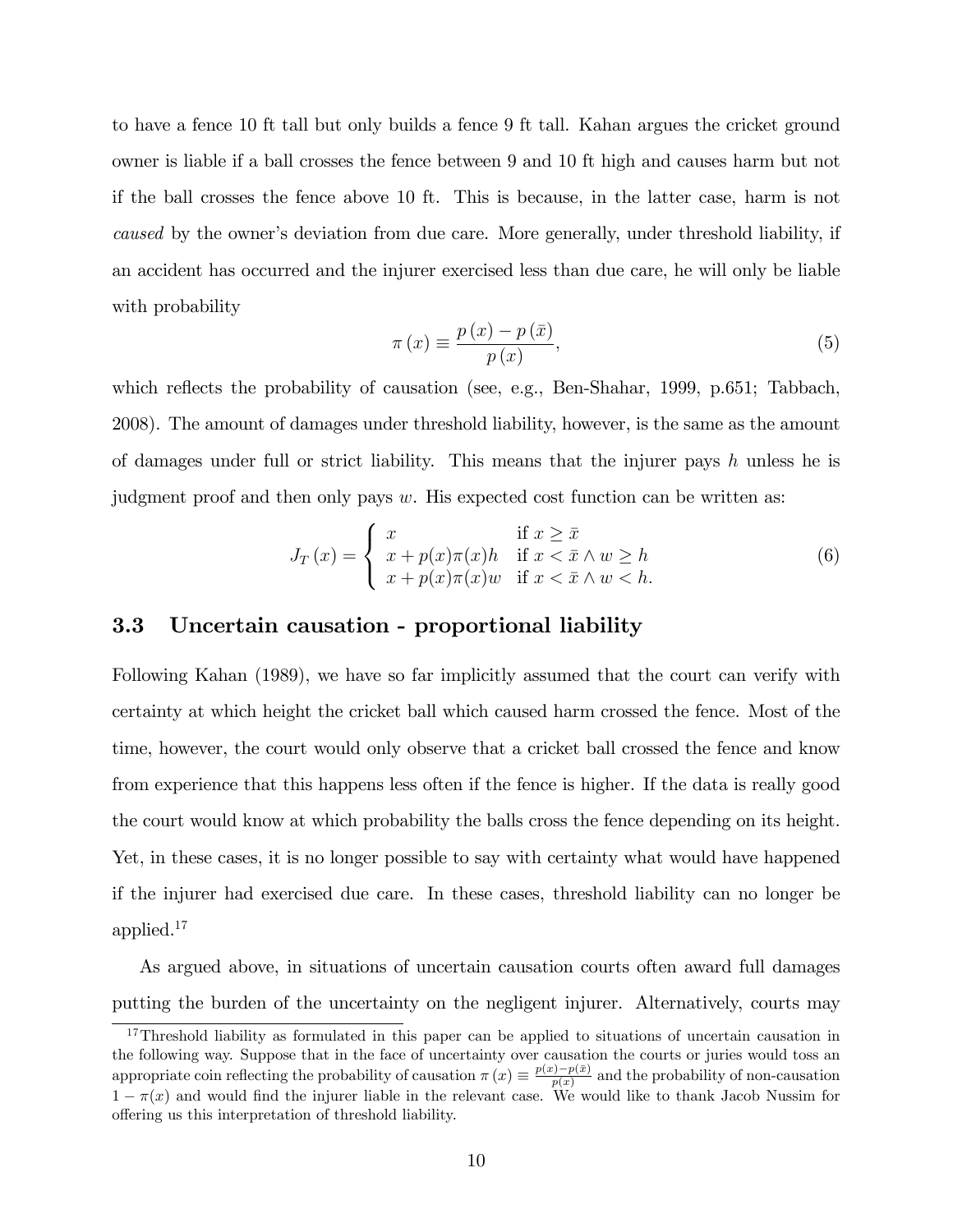to have a fence 10 ft tall but only builds a fence 9 ft tall. Kahan argues the cricket ground owner is liable if a ball crosses the fence between 9 and 10 ft high and causes harm but not if the ball crosses the fence above 10 ft. This is because, in the latter case, harm is not *caused* by the owner's deviation from due care. More generally, under threshold liability, if an accident has occurred and the injurer exercised less than due care, he will only be liable with probability

$$\pi(x) \equiv \frac{p(x) - p(\bar{x})}{p(x)}, \tag{5}$$

which reflects the probability of causation (see, e.g., Ben-Shahar, 1999, p.651; Tabbach, 2008). The amount of damages under threshold liability, however, is the same as the amount of damages under full or strict liability. This means that the injurer pays $h$ unless he is judgment proof and then only pays $w$. His expected cost function can be written as:

$$J_T(x) = \begin{cases} x & \text{if } x \geq \bar{x} \\ x + p(x)\pi(x)h & \text{if } x < \bar{x} \wedge w \geq h \\ x + p(x)\pi(x)w & \text{if } x < \bar{x} \wedge w < h. \end{cases} \tag{6}$$

### 3.3 Uncertain causation - proportional liability

Following Kahan (1989), we have so far implicitly assumed that the court can verify with certainty at which height the cricket ball which caused harm crossed the fence. Most of the time, however, the court would only observe that a cricket ball crossed the fence and know from experience that this happens less often if the fence is higher. If the data is really good the court would know at which probability the balls cross the fence depending on its height. Yet, in these cases, it is no longer possible to say with certainty what would have happened if the injurer had exercised due care. In these cases, threshold liability can no longer be applied.[17]

As argued above, in situations of uncertain causation courts often award full damages putting the burden of the uncertainty on the negligent injurer. Alternatively, courts may

[17] Threshold liability as formulated in this paper can be applied to situations of uncertain causation in the following way. Suppose that in the face of uncertainty over causation the courts or juries would toss an appropriate coin reflecting the probability of causation $\pi(x) \equiv \frac{p(x)-p(\bar{x})}{p(x)}$ and the probability of non-causation $1 - \pi(x)$ and would find the injurer liable in the relevant case. We would like to thank Jacob Nussim for offering us this interpretation of threshold liability.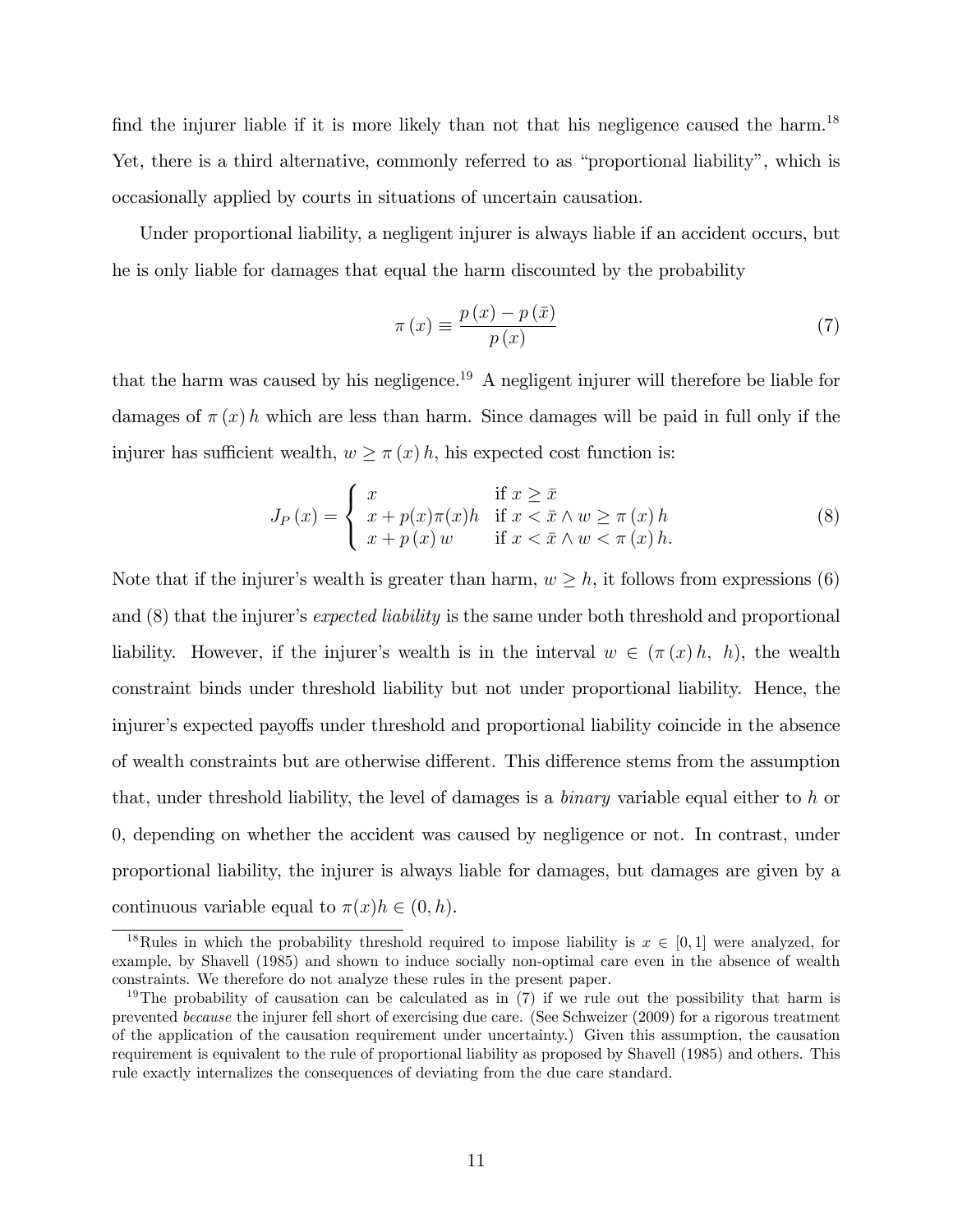find the injurer liable if it is more likely than not that his negligence caused the harm.[18] Yet, there is a third alternative, commonly referred to as "proportional liability", which is occasionally applied by courts in situations of uncertain causation.

Under proportional liability, a negligent injurer is always liable if an accident occurs, but he is only liable for damages that equal the harm discounted by the probability

$$\pi(x) \equiv \frac{p(x) - p(\bar{x})}{p(x)} \tag{7}$$

that the harm was caused by his negligence.[19] A negligent injurer will therefore be liable for damages of $\pi(x)h$ which are less than harm. Since damages will be paid in full only if the injurer has sufficient wealth, $w \geq \pi(x)h$, his expected cost function is:

$$J_P(x) = \begin{cases} x & \text{if } x \geq \bar{x} \\ x + p(x)\pi(x)h & \text{if } x < \bar{x} \wedge w \geq \pi(x)h \\ x + p(x)w & \text{if } x < \bar{x} \wedge w < \pi(x)h. \end{cases} \tag{8}$$

Note that if the injurer's wealth is greater than harm, $w \geq h$, it follows from expressions (6) and (8) that the injurer's *expected liability* is the same under both threshold and proportional liability. However, if the injurer's wealth is in the interval $w \in (\pi(x)h,\ h)$, the wealth constraint binds under threshold liability but not under proportional liability. Hence, the injurer's expected payoffs under threshold and proportional liability coincide in the absence of wealth constraints but are otherwise different. This difference stems from the assumption that, under threshold liability, the level of damages is a *binary* variable equal either to $h$ or 0, depending on whether the accident was caused by negligence or not. In contrast, under proportional liability, the injurer is always liable for damages, but damages are given by a continuous variable equal to $\pi(x)h \in (0, h)$.

---

[18] Rules in which the probability threshold required to impose liability is $x \in [0, 1]$ were analyzed, for example, by Shavell (1985) and shown to induce socially non-optimal care even in the absence of wealth constraints. We therefore do not analyze these rules in the present paper.

[19] The probability of causation can be calculated as in (7) if we rule out the possibility that harm is prevented *because* the injurer fell short of exercising due care. (See Schweizer (2009) for a rigorous treatment of the application of the causation requirement under uncertainty.) Given this assumption, the causation requirement is equivalent to the rule of proportional liability as proposed by Shavell (1985) and others. This rule exactly internalizes the consequences of deviating from the due care standard.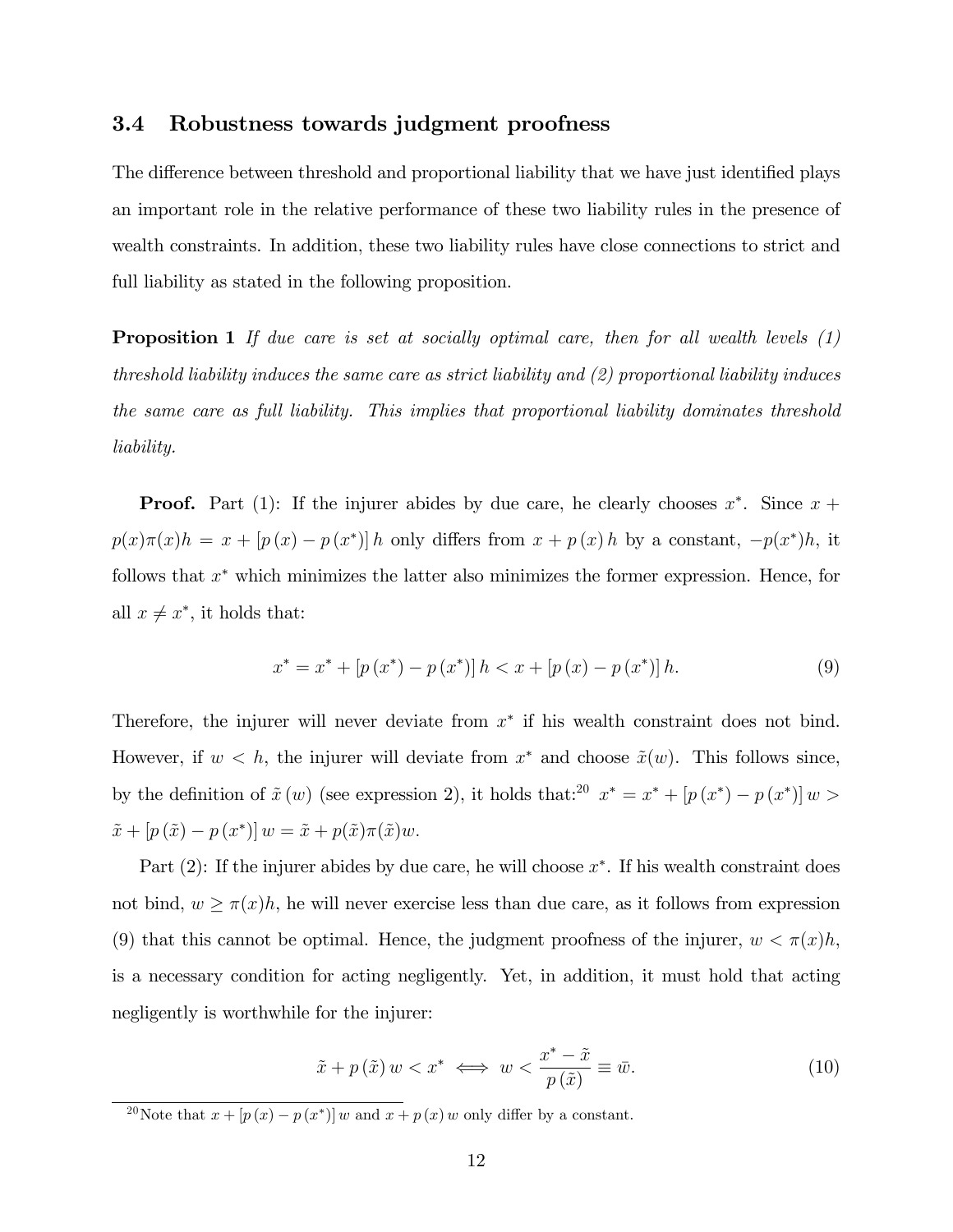### 3.4 Robustness towards judgment proofness

The difference between threshold and proportional liability that we have just identified plays an important role in the relative performance of these two liability rules in the presence of wealth constraints. In addition, these two liability rules have close connections to strict and full liability as stated in the following proposition.

**Proposition 1** *If due care is set at socially optimal care, then for all wealth levels (1) threshold liability induces the same care as strict liability and (2) proportional liability induces the same care as full liability. This implies that proportional liability dominates threshold liability.*

**Proof.** Part (1): If the injurer abides by due care, he clearly chooses $x^*$. Since $x + p(x)\pi(x)h = x + [p(x) - p(x^*)]h$ only differs from $x + p(x)h$ by a constant, $-p(x^*)h$, it follows that $x^*$ which minimizes the latter also minimizes the former expression. Hence, for all $x \neq x^*$, it holds that:

$$x^* = x^* + [p(x^*) - p(x^*)]h < x + [p(x) - p(x^*)]h. \tag{9}$$

Therefore, the injurer will never deviate from $x^*$ if his wealth constraint does not bind. However, if $w < h$, the injurer will deviate from $x^*$ and choose $\tilde{x}(w)$. This follows since, by the definition of $\tilde{x}(w)$ (see expression 2), it holds that:[20] $x^* = x^* + [p(x^*) - p(x^*)]w > \tilde{x} + [p(\tilde{x}) - p(x^*)]w = \tilde{x} + p(\tilde{x})\pi(\tilde{x})w$.

Part (2): If the injurer abides by due care, he will choose $x^*$. If his wealth constraint does not bind, $w \geq \pi(x)h$, he will never exercise less than due care, as it follows from expression (9) that this cannot be optimal. Hence, the judgment proofness of the injurer, $w < \pi(x)h$, is a necessary condition for acting negligently. Yet, in addition, it must hold that acting negligently is worthwhile for the injurer:

$$\tilde{x} + p(\tilde{x})w < x^* \iff w < \frac{x^* - \tilde{x}}{p(\tilde{x})} \equiv \bar{w}. \tag{10}$$

[20] Note that $x + [p(x) - p(x^*)]w$ and $x + p(x)w$ only differ by a constant.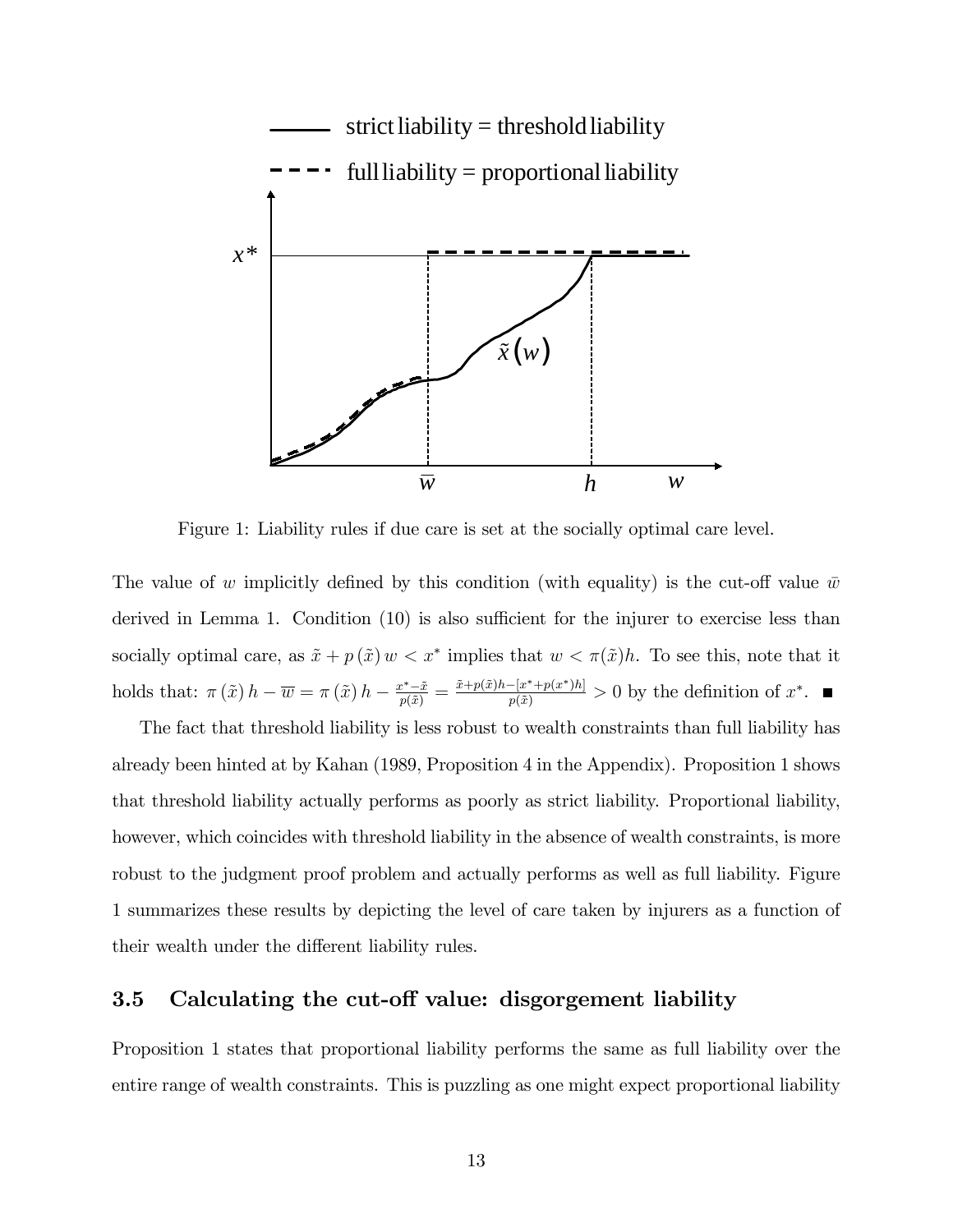Figure 1: Liability rules if due care is set at the socially optimal care level.

The value of $w$ implicitly defined by this condition (with equality) is the cut-off value $\bar{w}$ derived in Lemma 1. Condition (10) is also sufficient for the injurer to exercise less than socially optimal care, as $\tilde{x} + p(\tilde{x})\, w < x^*$ implies that $w < \pi(\tilde{x})h$. To see this, note that it holds that: $\pi(\tilde{x})\, h - \overline{w} = \pi(\tilde{x})\, h - \frac{x^* - \tilde{x}}{p(\tilde{x})} = \frac{\tilde{x} + p(\tilde{x})h - [x^* + p(x^*)h]}{p(\tilde{x})} > 0$ by the definition of $x^*$. ■

The fact that threshold liability is less robust to wealth constraints than full liability has already been hinted at by Kahan (1989, Proposition 4 in the Appendix). Proposition 1 shows that threshold liability actually performs as poorly as strict liability. Proportional liability, however, which coincides with threshold liability in the absence of wealth constraints, is more robust to the judgment proof problem and actually performs as well as full liability. Figure 1 summarizes these results by depicting the level of care taken by injurers as a function of their wealth under the different liability rules.

### 3.5 Calculating the cut-off value: disgorgement liability

Proposition 1 states that proportional liability performs the same as full liability over the entire range of wealth constraints. This is puzzling as one might expect proportional liability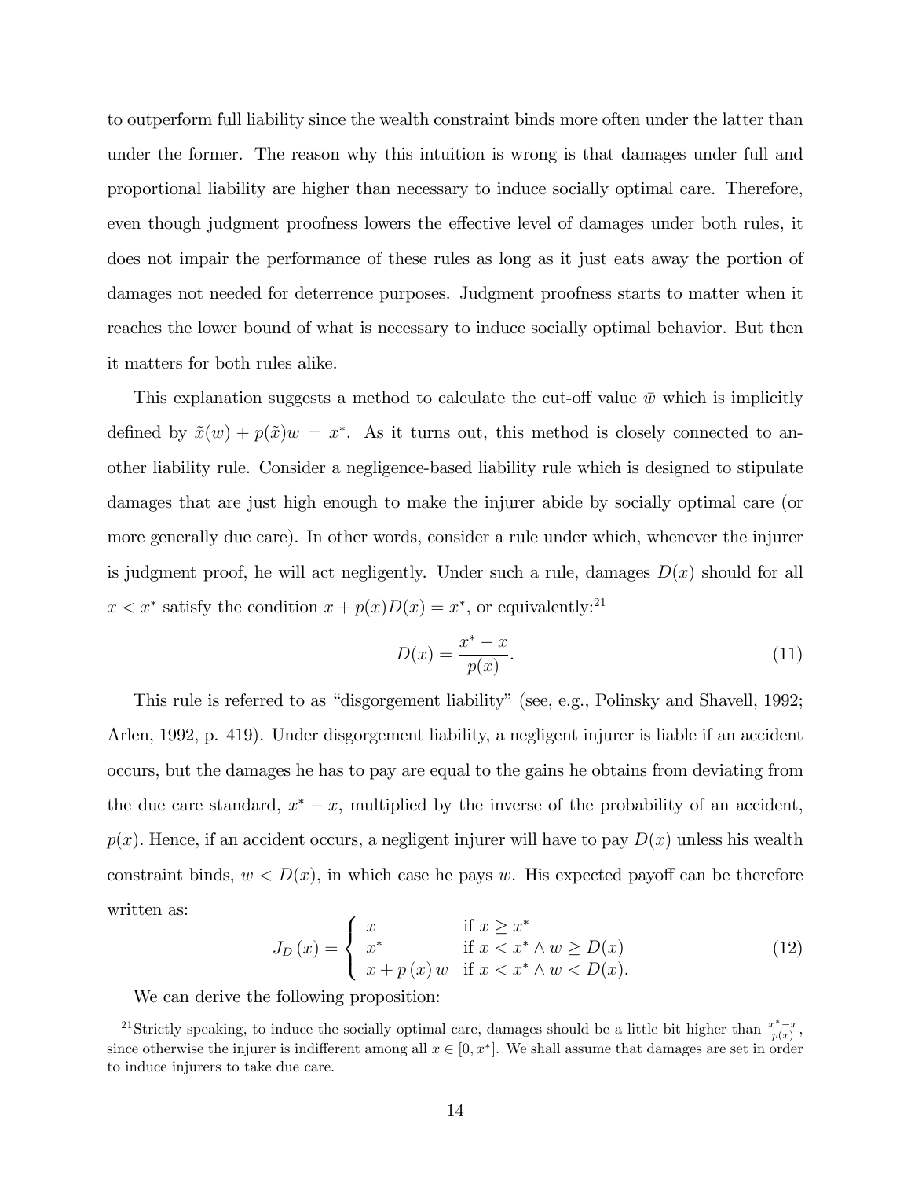to outperform full liability since the wealth constraint binds more often under the latter than under the former. The reason why this intuition is wrong is that damages under full and proportional liability are higher than necessary to induce socially optimal care. Therefore, even though judgment proofness lowers the effective level of damages under both rules, it does not impair the performance of these rules as long as it just eats away the portion of damages not needed for deterrence purposes. Judgment proofness starts to matter when it reaches the lower bound of what is necessary to induce socially optimal behavior. But then it matters for both rules alike.

This explanation suggests a method to calculate the cut-off value $\bar{w}$ which is implicitly defined by $\tilde{x}(w) + p(\tilde{x})w = x^*$. As it turns out, this method is closely connected to another liability rule. Consider a negligence-based liability rule which is designed to stipulate damages that are just high enough to make the injurer abide by socially optimal care (or more generally due care). In other words, consider a rule under which, whenever the injurer is judgment proof, he will act negligently. Under such a rule, damages $D(x)$ should for all $x < x^*$ satisfy the condition $x + p(x)D(x) = x^*$, or equivalently:[21]

$$D(x) = \frac{x^* - x}{p(x)}. \tag{11}$$

This rule is referred to as "disgorgement liability" (see, e.g., Polinsky and Shavell, 1992; Arlen, 1992, p. 419). Under disgorgement liability, a negligent injurer is liable if an accident occurs, but the damages he has to pay are equal to the gains he obtains from deviating from the due care standard, $x^* - x$, multiplied by the inverse of the probability of an accident, $p(x)$. Hence, if an accident occurs, a negligent injurer will have to pay $D(x)$ unless his wealth constraint binds, $w < D(x)$, in which case he pays $w$. His expected payoff can be therefore written as:

$$J_D(x) = \begin{cases} x & \text{if } x \geq x^* \\ x^* & \text{if } x < x^* \wedge w \geq D(x) \\ x + p(x)w & \text{if } x < x^* \wedge w < D(x). \end{cases} \tag{12}$$

We can derive the following proposition:

[21] Strictly speaking, to induce the socially optimal care, damages should be a little bit higher than $\frac{x^*-x}{p(x)}$, since otherwise the injurer is indifferent among all $x \in [0, x^*]$. We shall assume that damages are set in order to induce injurers to take due care.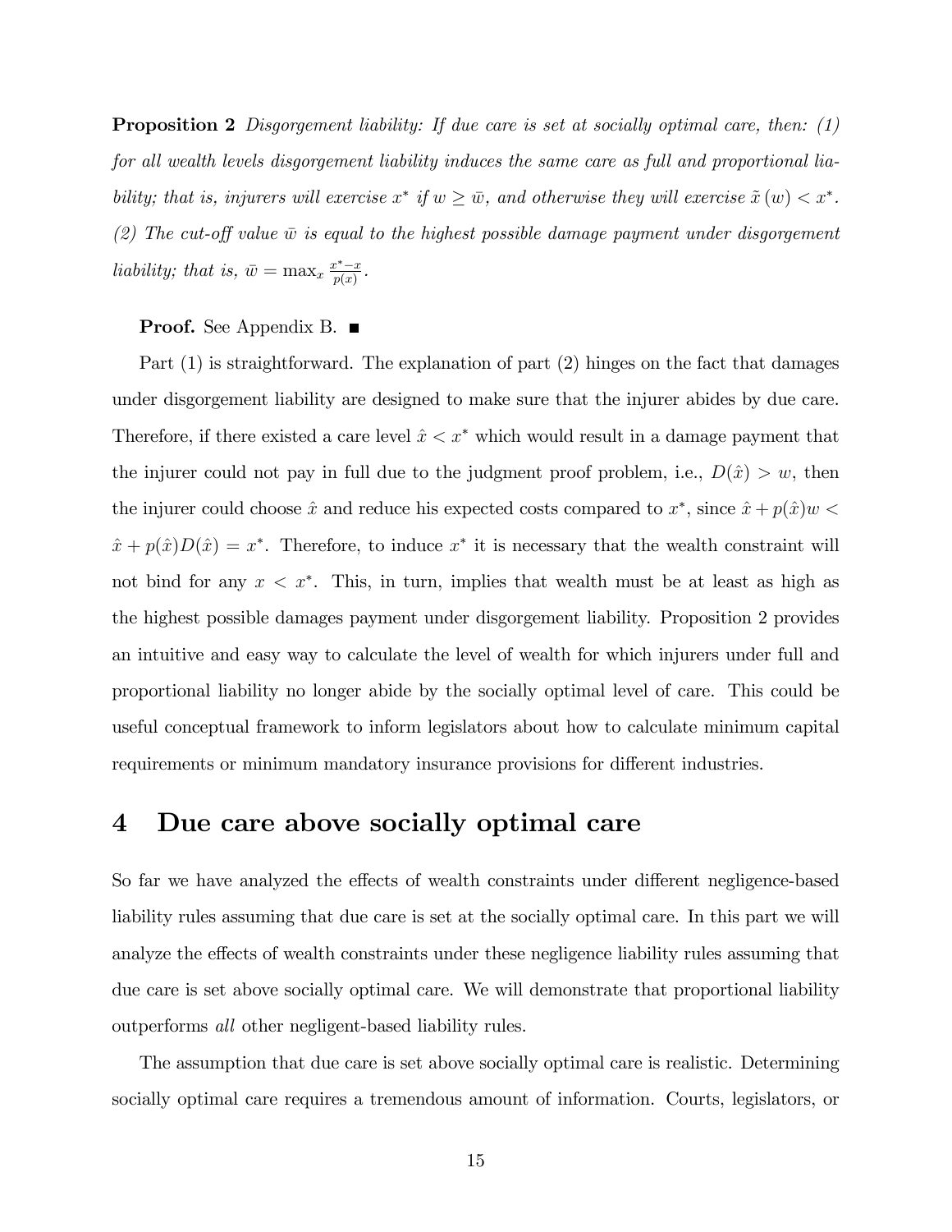**Proposition 2** *Disgorgement liability: If due care is set at socially optimal care, then: (1) for all wealth levels disgorgement liability induces the same care as full and proportional liability; that is, injurers will exercise $x^*$ if $w \geq \bar{w}$, and otherwise they will exercise $\tilde{x}(w) < x^*$. (2) The cut-off value $\bar{w}$ is equal to the highest possible damage payment under disgorgement liability; that is, $\bar{w} = \max_x \frac{x^* - x}{p(x)}$.*

**Proof.** See Appendix B. ■

Part (1) is straightforward. The explanation of part (2) hinges on the fact that damages under disgorgement liability are designed to make sure that the injurer abides by due care. Therefore, if there existed a care level $\hat{x} < x^*$ which would result in a damage payment that the injurer could not pay in full due to the judgment proof problem, i.e., $D(\hat{x}) > w$, then the injurer could choose $\hat{x}$ and reduce his expected costs compared to $x^*$, since $\hat{x} + p(\hat{x})w < \hat{x} + p(\hat{x})D(\hat{x}) = x^*$. Therefore, to induce $x^*$ it is necessary that the wealth constraint will not bind for any $x < x^*$. This, in turn, implies that wealth must be at least as high as the highest possible damages payment under disgorgement liability. Proposition 2 provides an intuitive and easy way to calculate the level of wealth for which injurers under full and proportional liability no longer abide by the socially optimal level of care. This could be useful conceptual framework to inform legislators about how to calculate minimum capital requirements or minimum mandatory insurance provisions for different industries.

# 4 Due care above socially optimal care

So far we have analyzed the effects of wealth constraints under different negligence-based liability rules assuming that due care is set at the socially optimal care. In this part we will analyze the effects of wealth constraints under these negligence liability rules assuming that due care is set above socially optimal care. We will demonstrate that proportional liability outperforms *all* other negligent-based liability rules.

The assumption that due care is set above socially optimal care is realistic. Determining socially optimal care requires a tremendous amount of information. Courts, legislators, or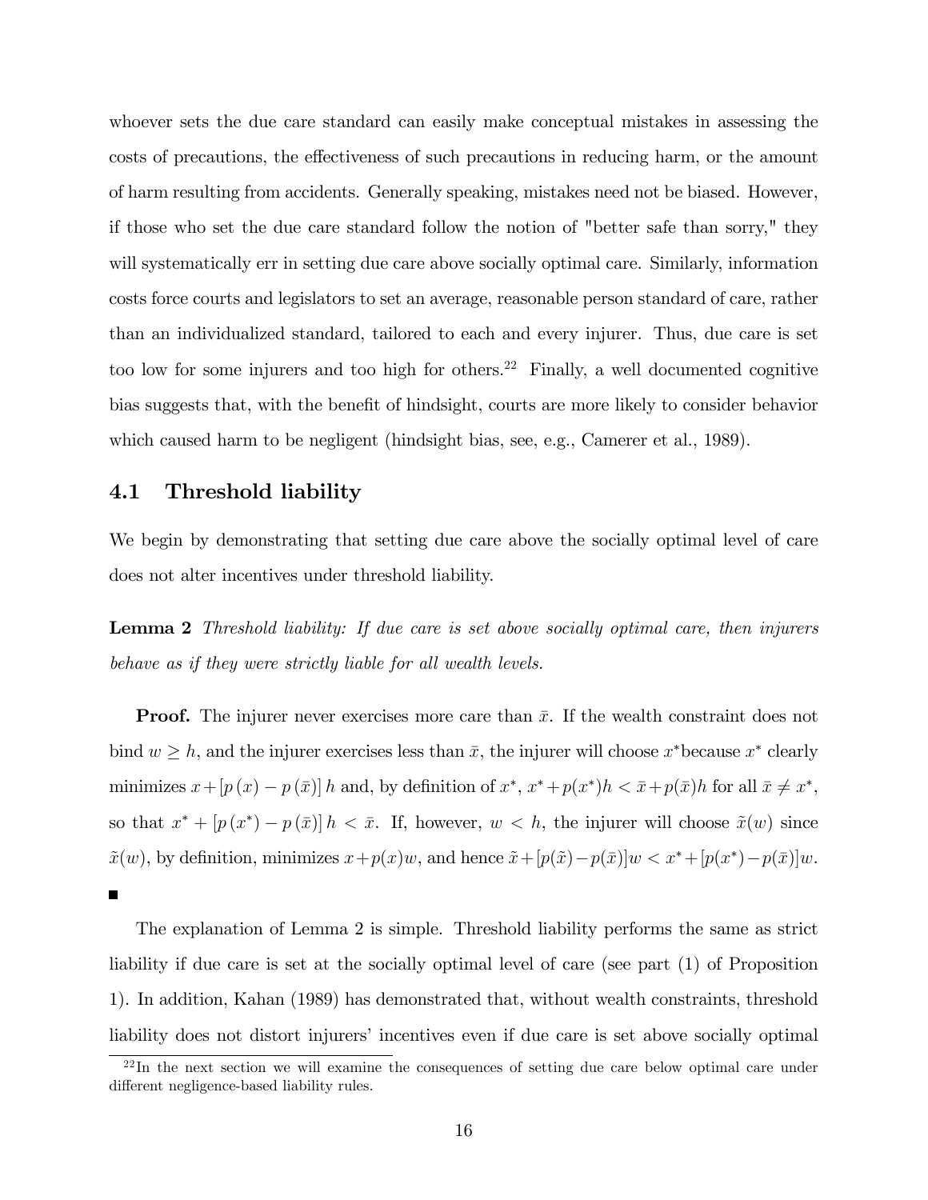whoever sets the due care standard can easily make conceptual mistakes in assessing the costs of precautions, the effectiveness of such precautions in reducing harm, or the amount of harm resulting from accidents. Generally speaking, mistakes need not be biased. However, if those who set the due care standard follow the notion of "better safe than sorry," they will systematically err in setting due care above socially optimal care. Similarly, information costs force courts and legislators to set an average, reasonable person standard of care, rather than an individualized standard, tailored to each and every injurer. Thus, due care is set too low for some injurers and too high for others.[22] Finally, a well documented cognitive bias suggests that, with the benefit of hindsight, courts are more likely to consider behavior which caused harm to be negligent (hindsight bias, see, e.g., Camerer et al., 1989).

## 4.1 Threshold liability

We begin by demonstrating that setting due care above the socially optimal level of care does not alter incentives under threshold liability.

**Lemma 2** *Threshold liability: If due care is set above socially optimal care, then injurers behave as if they were strictly liable for all wealth levels.*

**Proof.** The injurer never exercises more care than $\bar{x}$. If the wealth constraint does not bind $w \geq h$, and the injurer exercises less than $\bar{x}$, the injurer will choose $x^*$because $x^*$ clearly minimizes $x + [p(x) - p(\bar{x})]h$ and, by definition of $x^*$, $x^* + p(x^*)h < \bar{x} + p(\bar{x})h$ for all $\bar{x} \neq x^*$, so that $x^* + [p(x^*) - p(\bar{x})]h < \bar{x}$. If, however, $w < h$, the injurer will choose $\tilde{x}(w)$ since $\tilde{x}(w)$, by definition, minimizes $x + p(x)w$, and hence $\tilde{x} + [p(\tilde{x}) - p(\bar{x})]w < x^* + [p(x^*) - p(\bar{x})]w$. ■

The explanation of Lemma 2 is simple. Threshold liability performs the same as strict liability if due care is set at the socially optimal level of care (see part (1) of Proposition 1). In addition, Kahan (1989) has demonstrated that, without wealth constraints, threshold liability does not distort injurers' incentives even if due care is set above socially optimal

[22] In the next section we will examine the consequences of setting due care below optimal care under different negligence-based liability rules.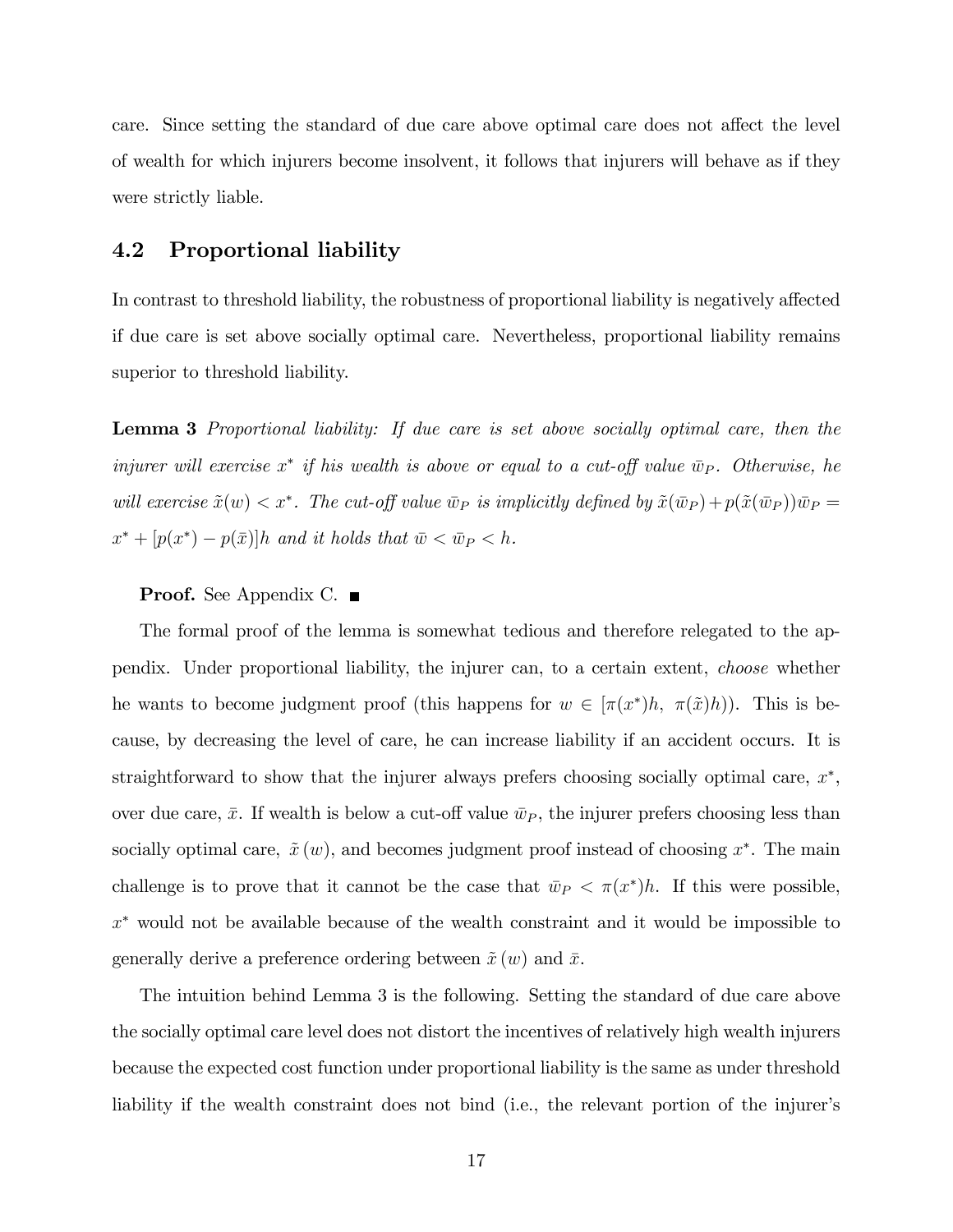care. Since setting the standard of due care above optimal care does not affect the level of wealth for which injurers become insolvent, it follows that injurers will behave as if they were strictly liable.

### 4.2 Proportional liability

In contrast to threshold liability, the robustness of proportional liability is negatively affected if due care is set above socially optimal care. Nevertheless, proportional liability remains superior to threshold liability.

**Lemma 3** *Proportional liability: If due care is set above socially optimal care, then the injurer will exercise $x^*$ if his wealth is above or equal to a cut-off value $\bar{w}_P$. Otherwise, he will exercise $\tilde{x}(w) < x^*$. The cut-off value $\bar{w}_P$ is implicitly defined by $\tilde{x}(\bar{w}_P) + p(\tilde{x}(\bar{w}_P))\bar{w}_P = x^* + [p(x^*) - p(\bar{x})]h$ and it holds that $\bar{w} < \bar{w}_P < h$.*

**Proof.** See Appendix C. ■

The formal proof of the lemma is somewhat tedious and therefore relegated to the appendix. Under proportional liability, the injurer can, to a certain extent, *choose* whether he wants to become judgment proof (this happens for $w \in [\pi(x^*)h,\ \pi(\tilde{x})h)$). This is because, by decreasing the level of care, he can increase liability if an accident occurs. It is straightforward to show that the injurer always prefers choosing socially optimal care, $x^*$, over due care, $\bar{x}$. If wealth is below a cut-off value $\bar{w}_P$, the injurer prefers choosing less than socially optimal care, $\tilde{x}(w)$, and becomes judgment proof instead of choosing $x^*$. The main challenge is to prove that it cannot be the case that $\bar{w}_P < \pi(x^*)h$. If this were possible, $x^*$ would not be available because of the wealth constraint and it would be impossible to generally derive a preference ordering between $\tilde{x}(w)$ and $\bar{x}$.

The intuition behind Lemma 3 is the following. Setting the standard of due care above the socially optimal care level does not distort the incentives of relatively high wealth injurers because the expected cost function under proportional liability is the same as under threshold liability if the wealth constraint does not bind (i.e., the relevant portion of the injurer's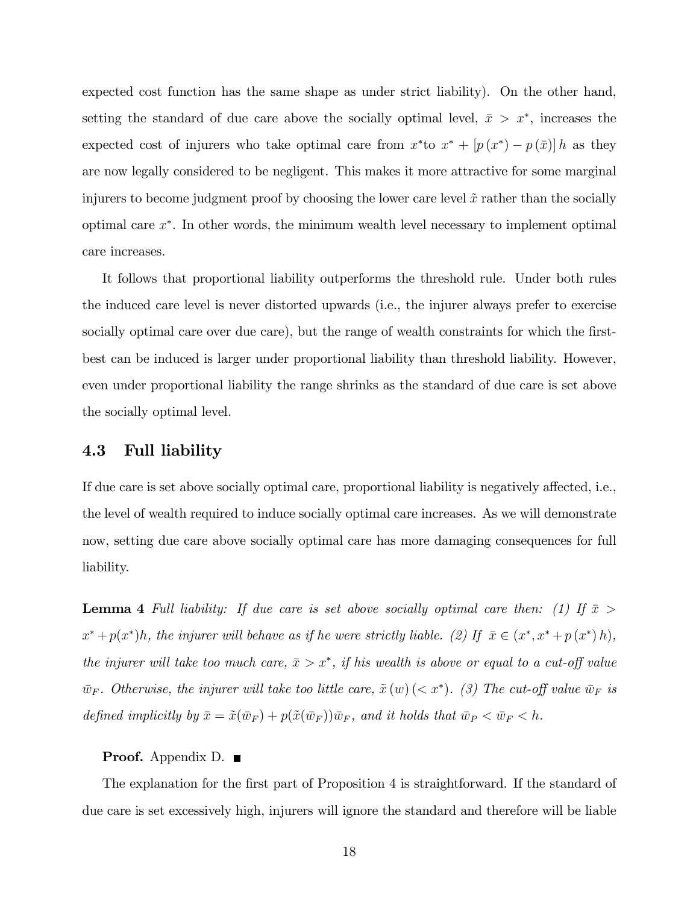expected cost function has the same shape as under strict liability). On the other hand, setting the standard of due care above the socially optimal level, $\bar{x} > x^*$, increases the expected cost of injurers who take optimal care from $x^*$to $x^* + [p(x^*) - p(\bar{x})]h$ as they are now legally considered to be negligent. This makes it more attractive for some marginal injurers to become judgment proof by choosing the lower care level $\tilde{x}$ rather than the socially optimal care $x^*$. In other words, the minimum wealth level necessary to implement optimal care increases.

It follows that proportional liability outperforms the threshold rule. Under both rules the induced care level is never distorted upwards (i.e., the injurer always prefer to exercise socially optimal care over due care), but the range of wealth constraints for which the first-best can be induced is larger under proportional liability than threshold liability. However, even under proportional liability the range shrinks as the standard of due care is set above the socially optimal level.

### 4.3 Full liability

If due care is set above socially optimal care, proportional liability is negatively affected, i.e., the level of wealth required to induce socially optimal care increases. As we will demonstrate now, setting due care above socially optimal care has more damaging consequences for full liability.

**Lemma 4** *Full liability: If due care is set above socially optimal care then: (1) If $\bar{x} > x^* + p(x^*)h$, the injurer will behave as if he were strictly liable. (2) If $\bar{x} \in (x^*, x^* + p(x^*)h)$, the injurer will take too much care, $\bar{x} > x^*$, if his wealth is above or equal to a cut-off value $\bar{w}_F$. Otherwise, the injurer will take too little care, $\tilde{x}(w) (< x^*)$. (3) The cut-off value $\bar{w}_F$ is defined implicitly by $\bar{x} = \tilde{x}(\bar{w}_F) + p(\tilde{x}(\bar{w}_F))\bar{w}_F$, and it holds that $\bar{w}_P < \bar{w}_F < h$.*

**Proof.** Appendix D. ■

The explanation for the first part of Proposition 4 is straightforward. If the standard of due care is set excessively high, injurers will ignore the standard and therefore will be liable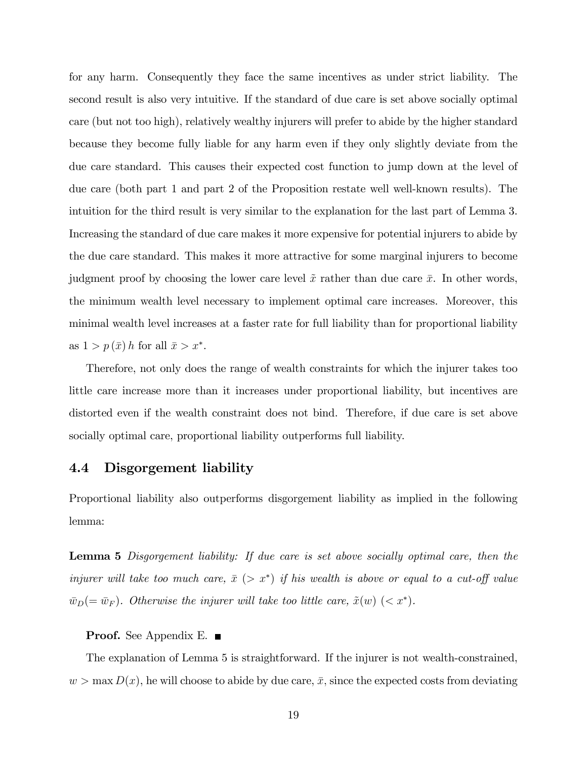for any harm. Consequently they face the same incentives as under strict liability. The second result is also very intuitive. If the standard of due care is set above socially optimal care (but not too high), relatively wealthy injurers will prefer to abide by the higher standard because they become fully liable for any harm even if they only slightly deviate from the due care standard. This causes their expected cost function to jump down at the level of due care (both part 1 and part 2 of the Proposition restate well well-known results). The intuition for the third result is very similar to the explanation for the last part of Lemma 3. Increasing the standard of due care makes it more expensive for potential injurers to abide by the due care standard. This makes it more attractive for some marginal injurers to become judgment proof by choosing the lower care level $\tilde{x}$ rather than due care $\bar{x}$. In other words, the minimum wealth level necessary to implement optimal care increases. Moreover, this minimal wealth level increases at a faster rate for full liability than for proportional liability as $1 > p(\bar{x})\,h$ for all $\bar{x} > x^*$.

Therefore, not only does the range of wealth constraints for which the injurer takes too little care increase more than it increases under proportional liability, but incentives are distorted even if the wealth constraint does not bind. Therefore, if due care is set above socially optimal care, proportional liability outperforms full liability.

## 4.4 Disgorgement liability

Proportional liability also outperforms disgorgement liability as implied in the following lemma:

**Lemma 5** *Disgorgement liability: If due care is set above socially optimal care, then the injurer will take too much care, $\bar{x}$ $(> x^*)$ if his wealth is above or equal to a cut-off value $\bar{w}_D (= \bar{w}_F)$. Otherwise the injurer will take too little care, $\tilde{x}(w)$ $(< x^*)$.*

**Proof.** See Appendix E. ■

The explanation of Lemma 5 is straightforward. If the injurer is not wealth-constrained, $w > \max D(x)$, he will choose to abide by due care, $\bar{x}$, since the expected costs from deviating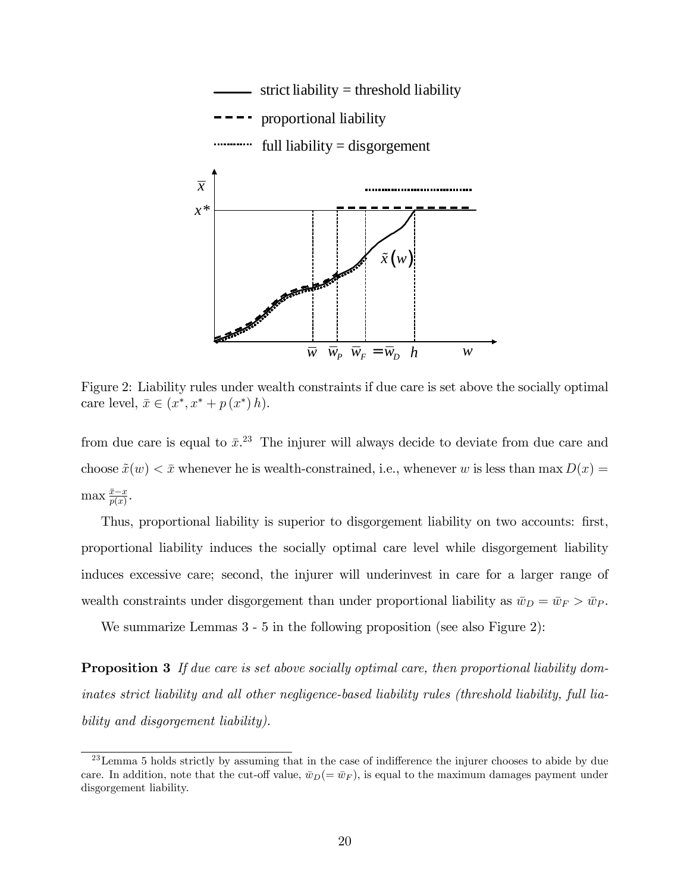Figure 2: Liability rules under wealth constraints if due care is set above the socially optimal care level, $\bar{x} \in (x^*, x^* + p(x^*) h)$.

from due care is equal to $\bar{x}$.[23] The injurer will always decide to deviate from due care and choose $\tilde{x}(w) < \bar{x}$ whenever he is wealth-constrained, i.e., whenever $w$ is less than $\max D(x) = \max \frac{\bar{x}-x}{p(x)}$.

Thus, proportional liability is superior to disgorgement liability on two accounts: first, proportional liability induces the socially optimal care level while disgorgement liability induces excessive care; second, the injurer will underinvest in care for a larger range of wealth constraints under disgorgement than under proportional liability as $\bar{w}_D = \bar{w}_F > \bar{w}_P$.

We summarize Lemmas 3 - 5 in the following proposition (see also Figure 2):

**Proposition 3** *If due care is set above socially optimal care, then proportional liability dominates strict liability and all other negligence-based liability rules (threshold liability, full liability and disgorgement liability).*

---

[23] Lemma 5 holds strictly by assuming that in the case of indifference the injurer chooses to abide by due care. In addition, note that the cut-off value, $\bar{w}_D (= \bar{w}_F)$, is equal to the maximum damages payment under disgorgement liability.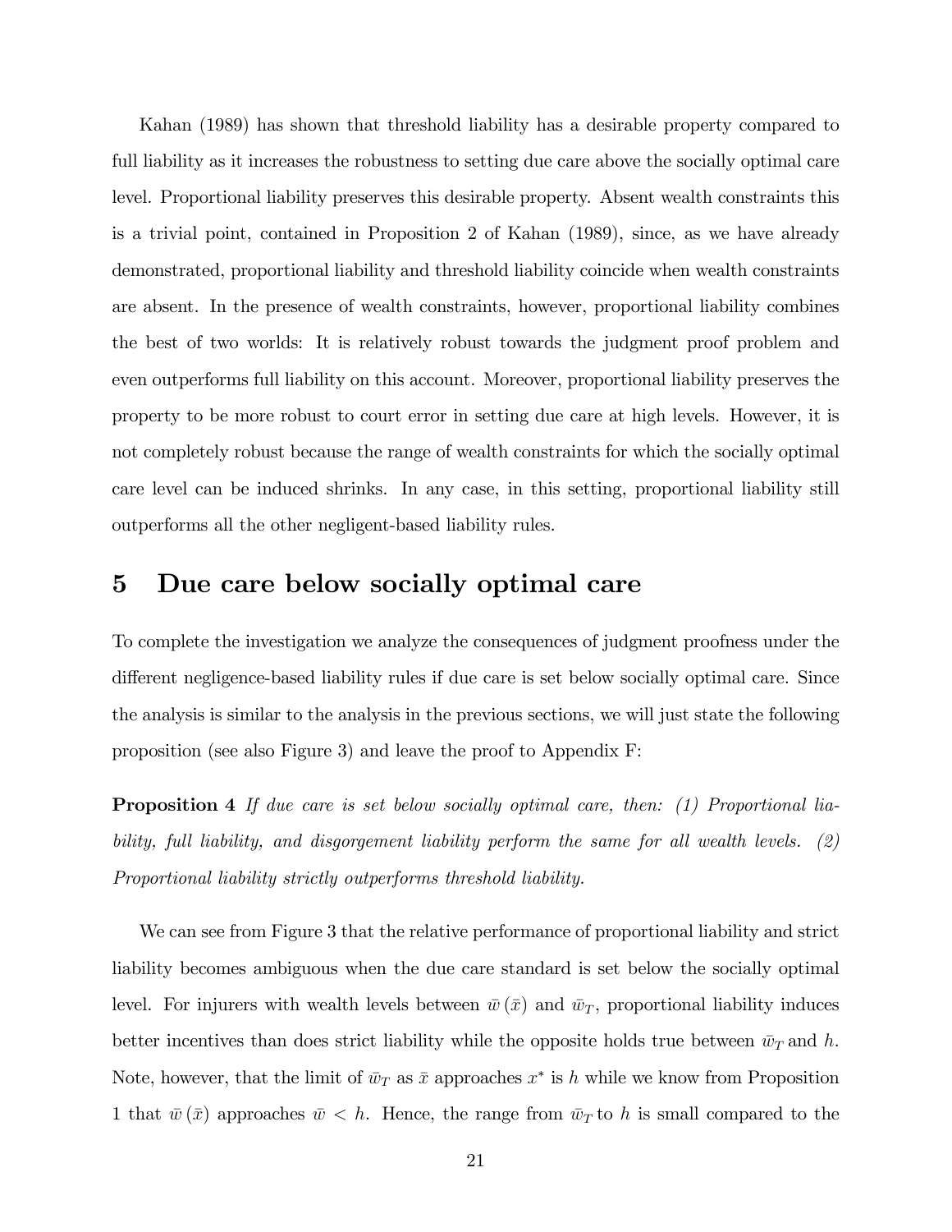Kahan (1989) has shown that threshold liability has a desirable property compared to full liability as it increases the robustness to setting due care above the socially optimal care level. Proportional liability preserves this desirable property. Absent wealth constraints this is a trivial point, contained in Proposition 2 of Kahan (1989), since, as we have already demonstrated, proportional liability and threshold liability coincide when wealth constraints are absent. In the presence of wealth constraints, however, proportional liability combines the best of two worlds: It is relatively robust towards the judgment proof problem and even outperforms full liability on this account. Moreover, proportional liability preserves the property to be more robust to court error in setting due care at high levels. However, it is not completely robust because the range of wealth constraints for which the socially optimal care level can be induced shrinks. In any case, in this setting, proportional liability still outperforms all the other negligent-based liability rules.

# 5 Due care below socially optimal care

To complete the investigation we analyze the consequences of judgment proofness under the different negligence-based liability rules if due care is set below socially optimal care. Since the analysis is similar to the analysis in the previous sections, we will just state the following proposition (see also Figure 3) and leave the proof to Appendix F:

**Proposition 4** *If due care is set below socially optimal care, then: (1) Proportional liability, full liability, and disgorgement liability perform the same for all wealth levels. (2) Proportional liability strictly outperforms threshold liability.*

We can see from Figure 3 that the relative performance of proportional liability and strict liability becomes ambiguous when the due care standard is set below the socially optimal level. For injurers with wealth levels between $\bar{w}(\bar{x})$ and $\bar{w}_T$, proportional liability induces better incentives than does strict liability while the opposite holds true between $\bar{w}_T$ and $h$. Note, however, that the limit of $\bar{w}_T$ as $\bar{x}$ approaches $x^*$ is $h$ while we know from Proposition 1 that $\bar{w}(\bar{x})$ approaches $\bar{w} < h$. Hence, the range from $\bar{w}_T$ to $h$ is small compared to the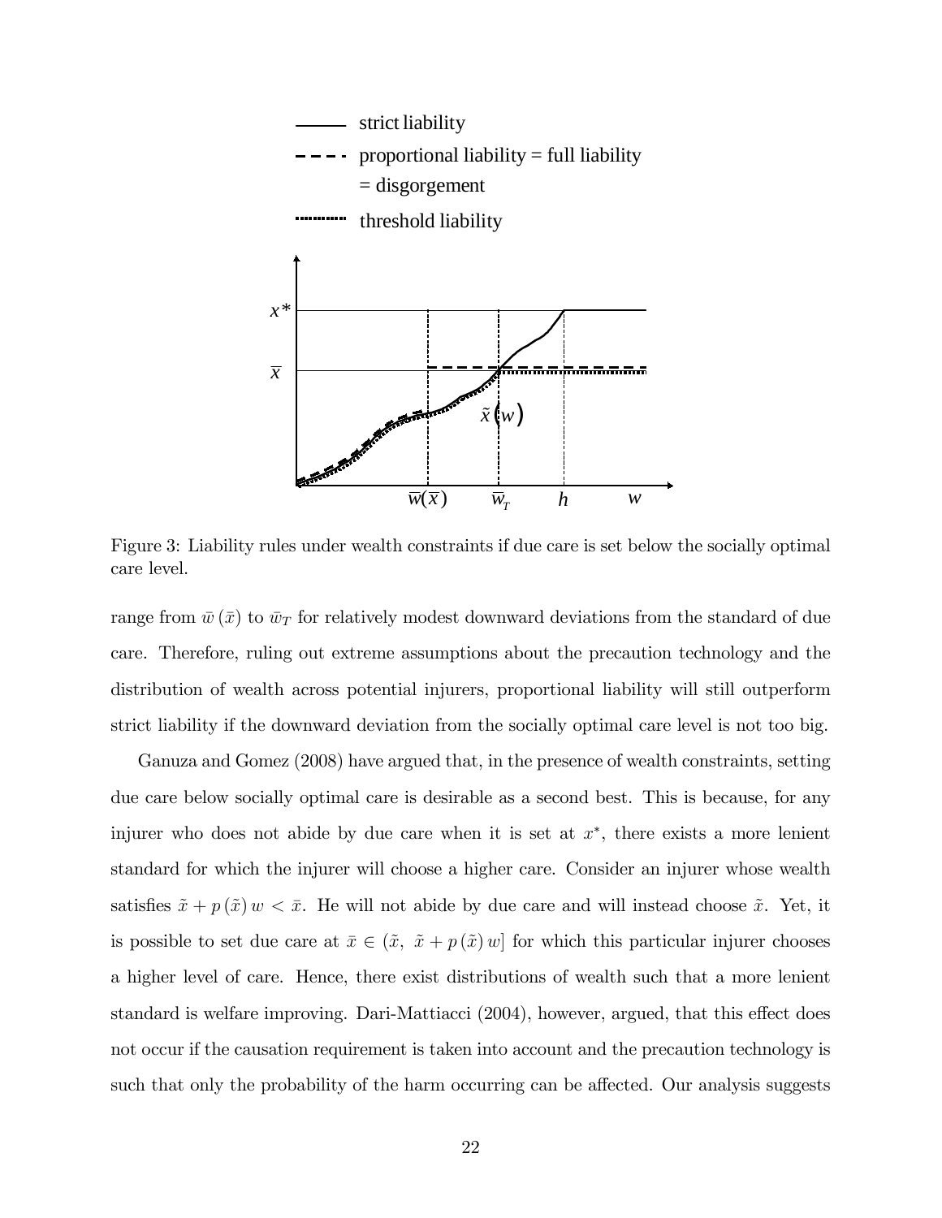Figure 3: Liability rules under wealth constraints if due care is set below the socially optimal care level.

range from $\bar{w}(\bar{x})$ to $\bar{w}_T$ for relatively modest downward deviations from the standard of due care. Therefore, ruling out extreme assumptions about the precaution technology and the distribution of wealth across potential injurers, proportional liability will still outperform strict liability if the downward deviation from the socially optimal care level is not too big.

Ganuza and Gomez (2008) have argued that, in the presence of wealth constraints, setting due care below socially optimal care is desirable as a second best. This is because, for any injurer who does not abide by due care when it is set at $x^*$, there exists a more lenient standard for which the injurer will choose a higher care. Consider an injurer whose wealth satisfies $\tilde{x} + p(\tilde{x})w < \bar{x}$. He will not abide by due care and will instead choose $\tilde{x}$. Yet, it is possible to set due care at $\bar{x} \in (\tilde{x},\ \tilde{x} + p(\tilde{x})w]$ for which this particular injurer chooses a higher level of care. Hence, there exist distributions of wealth such that a more lenient standard is welfare improving. Dari-Mattiacci (2004), however, argued, that this effect does not occur if the causation requirement is taken into account and the precaution technology is such that only the probability of the harm occurring can be affected. Our analysis suggests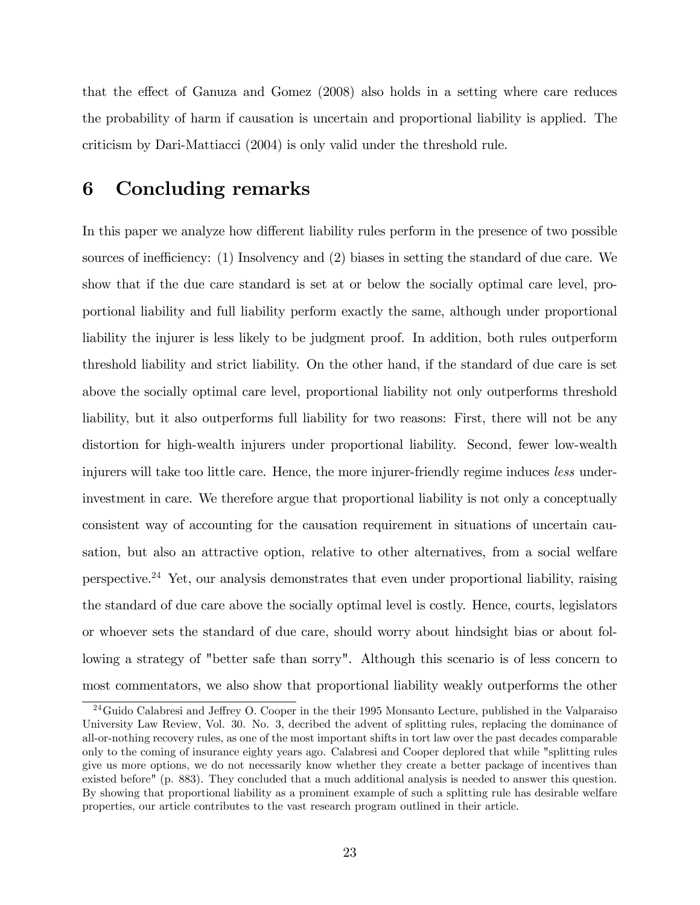that the effect of Ganuza and Gomez (2008) also holds in a setting where care reduces the probability of harm if causation is uncertain and proportional liability is applied. The criticism by Dari-Mattiacci (2004) is only valid under the threshold rule.

# 6 Concluding remarks

In this paper we analyze how different liability rules perform in the presence of two possible sources of inefficiency: (1) Insolvency and (2) biases in setting the standard of due care. We show that if the due care standard is set at or below the socially optimal care level, proportional liability and full liability perform exactly the same, although under proportional liability the injurer is less likely to be judgment proof. In addition, both rules outperform threshold liability and strict liability. On the other hand, if the standard of due care is set above the socially optimal care level, proportional liability not only outperforms threshold liability, but it also outperforms full liability for two reasons: First, there will not be any distortion for high-wealth injurers under proportional liability. Second, fewer low-wealth injurers will take too little care. Hence, the more injurer-friendly regime induces *less* under-investment in care. We therefore argue that proportional liability is not only a conceptually consistent way of accounting for the causation requirement in situations of uncertain causation, but also an attractive option, relative to other alternatives, from a social welfare perspective.[24] Yet, our analysis demonstrates that even under proportional liability, raising the standard of due care above the socially optimal level is costly. Hence, courts, legislators or whoever sets the standard of due care, should worry about hindsight bias or about following a strategy of "better safe than sorry". Although this scenario is of less concern to most commentators, we also show that proportional liability weakly outperforms the other

[24] Guido Calabresi and Jeffrey O. Cooper in the their 1995 Monsanto Lecture, published in the Valparaiso University Law Review, Vol. 30. No. 3, decribed the advent of splitting rules, replacing the dominance of all-or-nothing recovery rules, as one of the most important shifts in tort law over the past decades comparable only to the coming of insurance eighty years ago. Calabresi and Cooper deplored that while "splitting rules give us more options, we do not necessarily know whether they create a better package of incentives than existed before" (p. 883). They concluded that a much additional analysis is needed to answer this question. By showing that proportional liability as a prominent example of such a splitting rule has desirable welfare properties, our article contributes to the vast research program outlined in their article.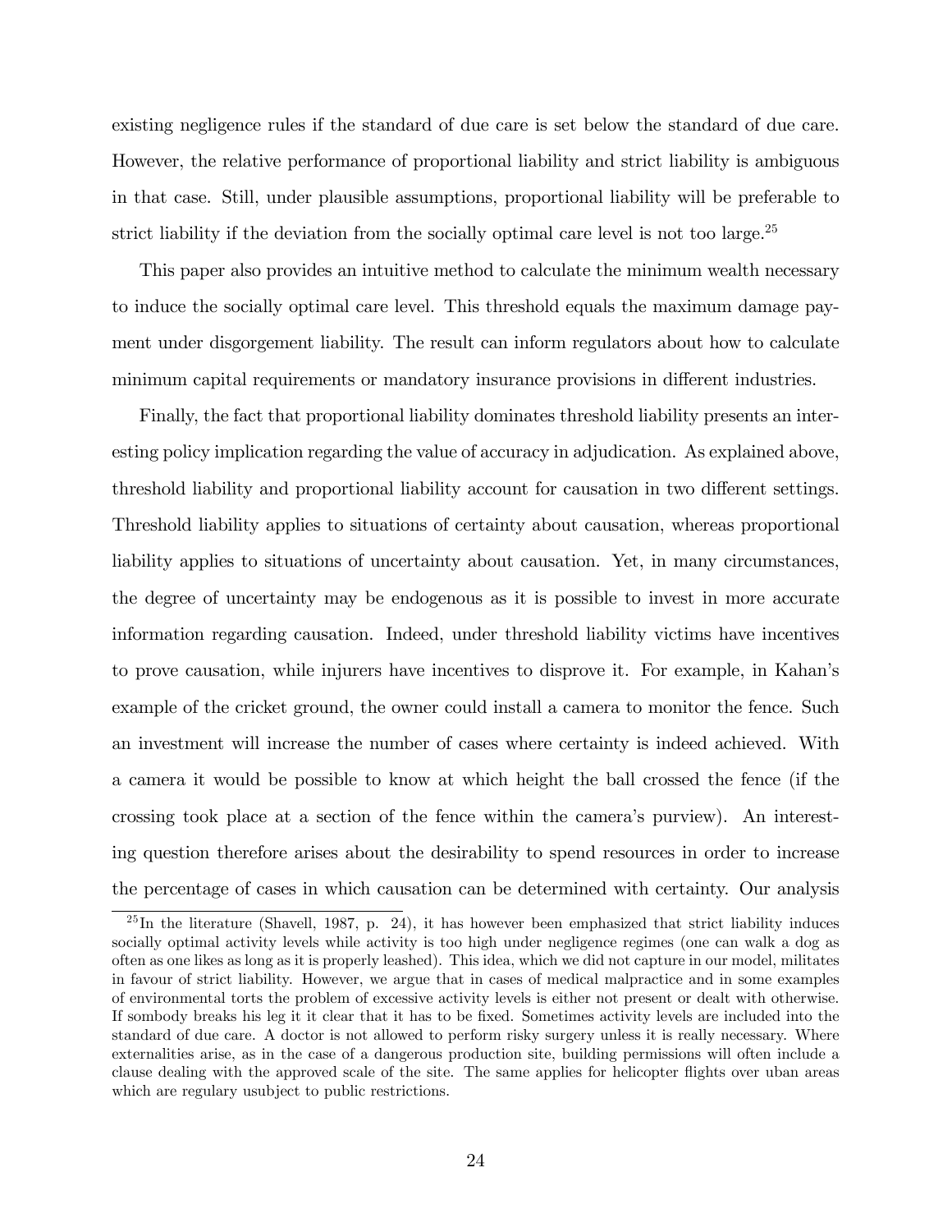existing negligence rules if the standard of due care is set below the standard of due care. However, the relative performance of proportional liability and strict liability is ambiguous in that case. Still, under plausible assumptions, proportional liability will be preferable to strict liability if the deviation from the socially optimal care level is not too large.[25]

This paper also provides an intuitive method to calculate the minimum wealth necessary to induce the socially optimal care level. This threshold equals the maximum damage payment under disgorgement liability. The result can inform regulators about how to calculate minimum capital requirements or mandatory insurance provisions in different industries.

Finally, the fact that proportional liability dominates threshold liability presents an interesting policy implication regarding the value of accuracy in adjudication. As explained above, threshold liability and proportional liability account for causation in two different settings. Threshold liability applies to situations of certainty about causation, whereas proportional liability applies to situations of uncertainty about causation. Yet, in many circumstances, the degree of uncertainty may be endogenous as it is possible to invest in more accurate information regarding causation. Indeed, under threshold liability victims have incentives to prove causation, while injurers have incentives to disprove it. For example, in Kahan's example of the cricket ground, the owner could install a camera to monitor the fence. Such an investment will increase the number of cases where certainty is indeed achieved. With a camera it would be possible to know at which height the ball crossed the fence (if the crossing took place at a section of the fence within the camera's purview). An interesting question therefore arises about the desirability to spend resources in order to increase the percentage of cases in which causation can be determined with certainty. Our analysis

[25] In the literature (Shavell, 1987, p. 24), it has however been emphasized that strict liability induces socially optimal activity levels while activity is too high under negligence regimes (one can walk a dog as often as one likes as long as it is properly leashed). This idea, which we did not capture in our model, militates in favour of strict liability. However, we argue that in cases of medical malpractice and in some examples of environmental torts the problem of excessive activity levels is either not present or dealt with otherwise. If sombody breaks his leg it it clear that it has to be fixed. Sometimes activity levels are included into the standard of due care. A doctor is not allowed to perform risky surgery unless it is really necessary. Where externalities arise, as in the case of a dangerous production site, building permissions will often include a clause dealing with the approved scale of the site. The same applies for helicopter flights over uban areas which are regulary usubject to public restrictions.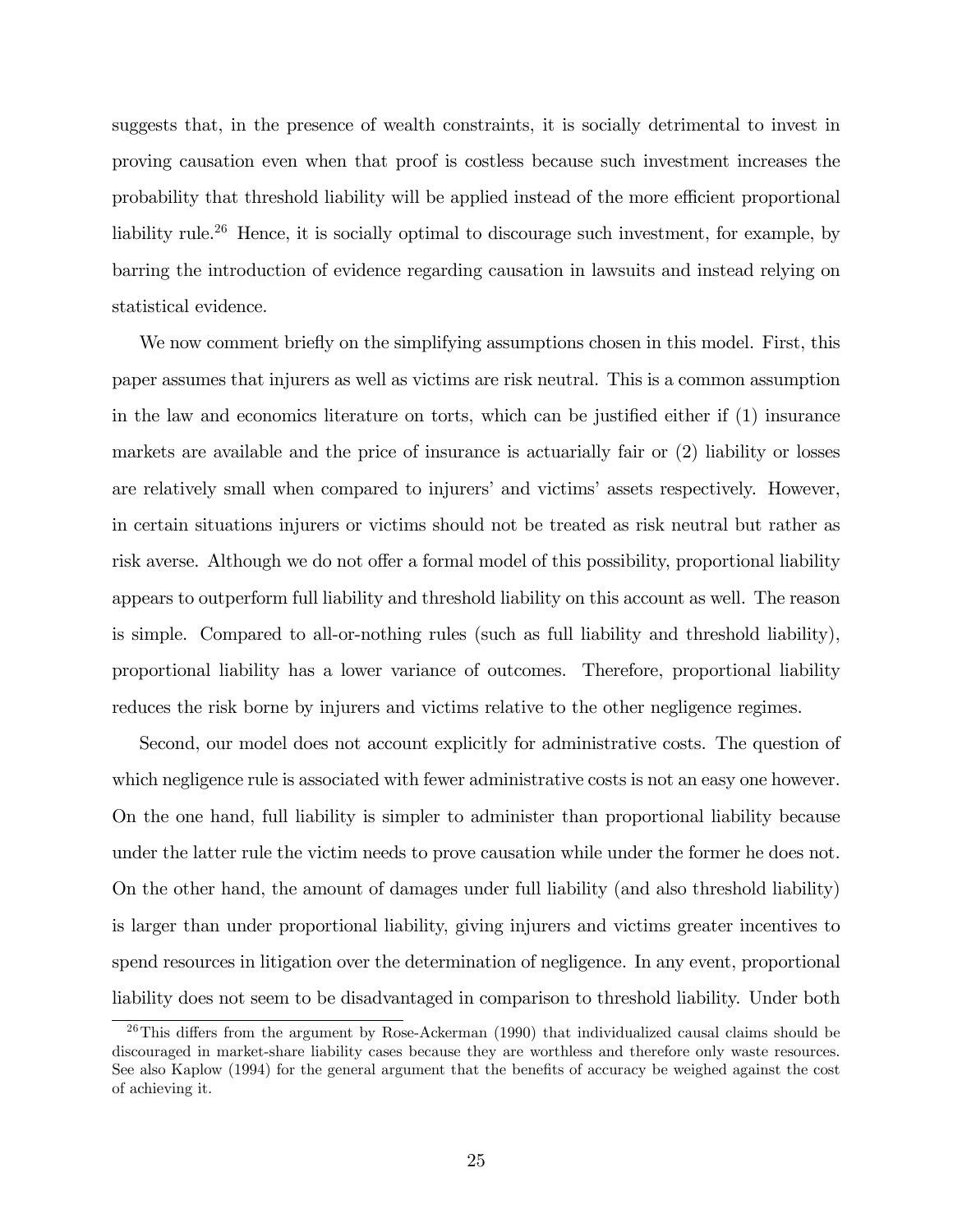suggests that, in the presence of wealth constraints, it is socially detrimental to invest in proving causation even when that proof is costless because such investment increases the probability that threshold liability will be applied instead of the more efficient proportional liability rule.[26] Hence, it is socially optimal to discourage such investment, for example, by barring the introduction of evidence regarding causation in lawsuits and instead relying on statistical evidence.

We now comment briefly on the simplifying assumptions chosen in this model. First, this paper assumes that injurers as well as victims are risk neutral. This is a common assumption in the law and economics literature on torts, which can be justified either if (1) insurance markets are available and the price of insurance is actuarially fair or (2) liability or losses are relatively small when compared to injurers' and victims' assets respectively. However, in certain situations injurers or victims should not be treated as risk neutral but rather as risk averse. Although we do not offer a formal model of this possibility, proportional liability appears to outperform full liability and threshold liability on this account as well. The reason is simple. Compared to all-or-nothing rules (such as full liability and threshold liability), proportional liability has a lower variance of outcomes. Therefore, proportional liability reduces the risk borne by injurers and victims relative to the other negligence regimes.

Second, our model does not account explicitly for administrative costs. The question of which negligence rule is associated with fewer administrative costs is not an easy one however. On the one hand, full liability is simpler to administer than proportional liability because under the latter rule the victim needs to prove causation while under the former he does not. On the other hand, the amount of damages under full liability (and also threshold liability) is larger than under proportional liability, giving injurers and victims greater incentives to spend resources in litigation over the determination of negligence. In any event, proportional liability does not seem to be disadvantaged in comparison to threshold liability. Under both

[26] This differs from the argument by Rose-Ackerman (1990) that individualized causal claims should be discouraged in market-share liability cases because they are worthless and therefore only waste resources. See also Kaplow (1994) for the general argument that the benefits of accuracy be weighed against the cost of achieving it.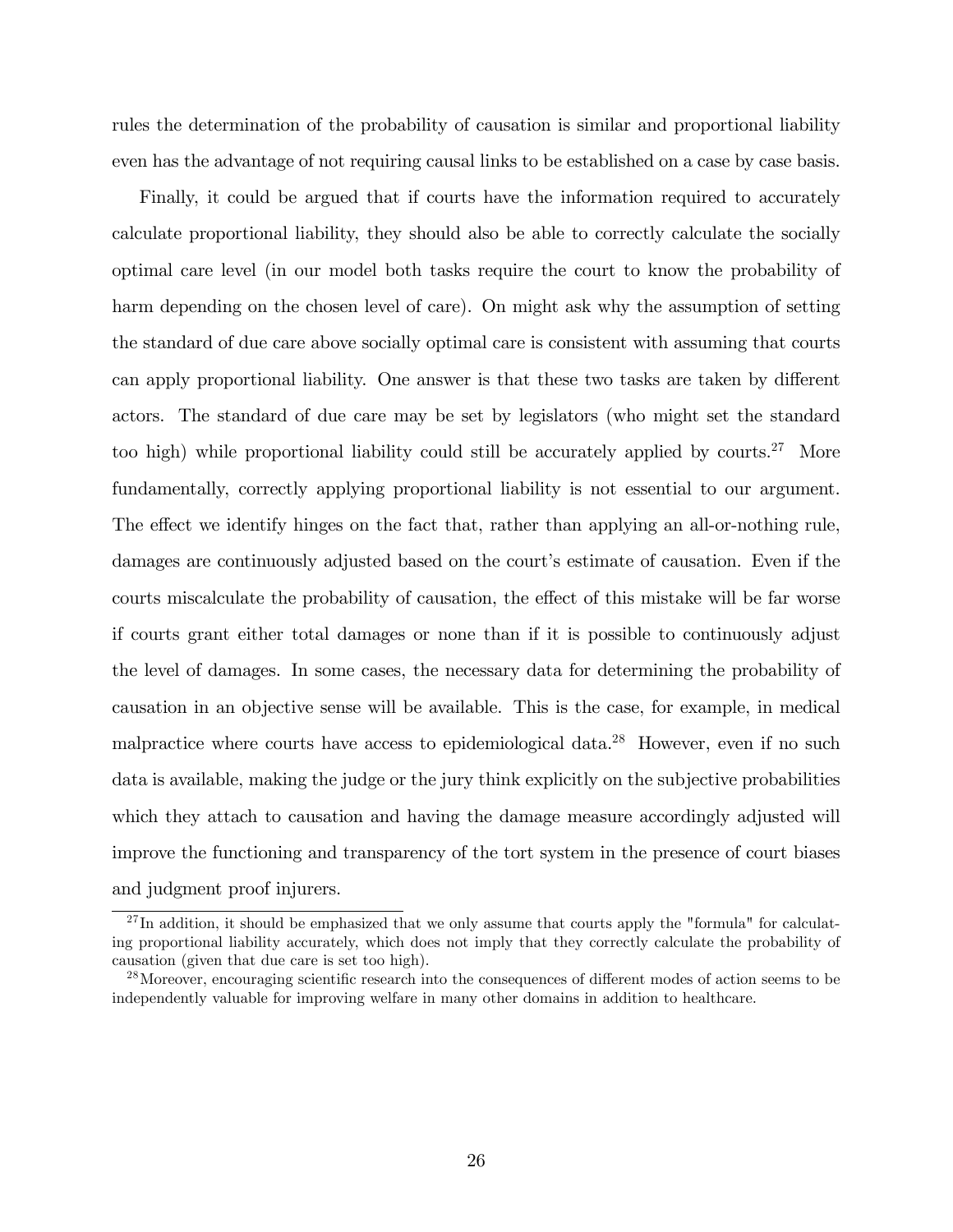rules the determination of the probability of causation is similar and proportional liability even has the advantage of not requiring causal links to be established on a case by case basis.

Finally, it could be argued that if courts have the information required to accurately calculate proportional liability, they should also be able to correctly calculate the socially optimal care level (in our model both tasks require the court to know the probability of harm depending on the chosen level of care). On might ask why the assumption of setting the standard of due care above socially optimal care is consistent with assuming that courts can apply proportional liability. One answer is that these two tasks are taken by different actors. The standard of due care may be set by legislators (who might set the standard too high) while proportional liability could still be accurately applied by courts.[27] More fundamentally, correctly applying proportional liability is not essential to our argument. The effect we identify hinges on the fact that, rather than applying an all-or-nothing rule, damages are continuously adjusted based on the court's estimate of causation. Even if the courts miscalculate the probability of causation, the effect of this mistake will be far worse if courts grant either total damages or none than if it is possible to continuously adjust the level of damages. In some cases, the necessary data for determining the probability of causation in an objective sense will be available. This is the case, for example, in medical malpractice where courts have access to epidemiological data.[28] However, even if no such data is available, making the judge or the jury think explicitly on the subjective probabilities which they attach to causation and having the damage measure accordingly adjusted will improve the functioning and transparency of the tort system in the presence of court biases and judgment proof injurers.

[27] In addition, it should be emphasized that we only assume that courts apply the "formula" for calculating proportional liability accurately, which does not imply that they correctly calculate the probability of causation (given that due care is set too high).

[28] Moreover, encouraging scientific research into the consequences of different modes of action seems to be independently valuable for improving welfare in many other domains in addition to healthcare.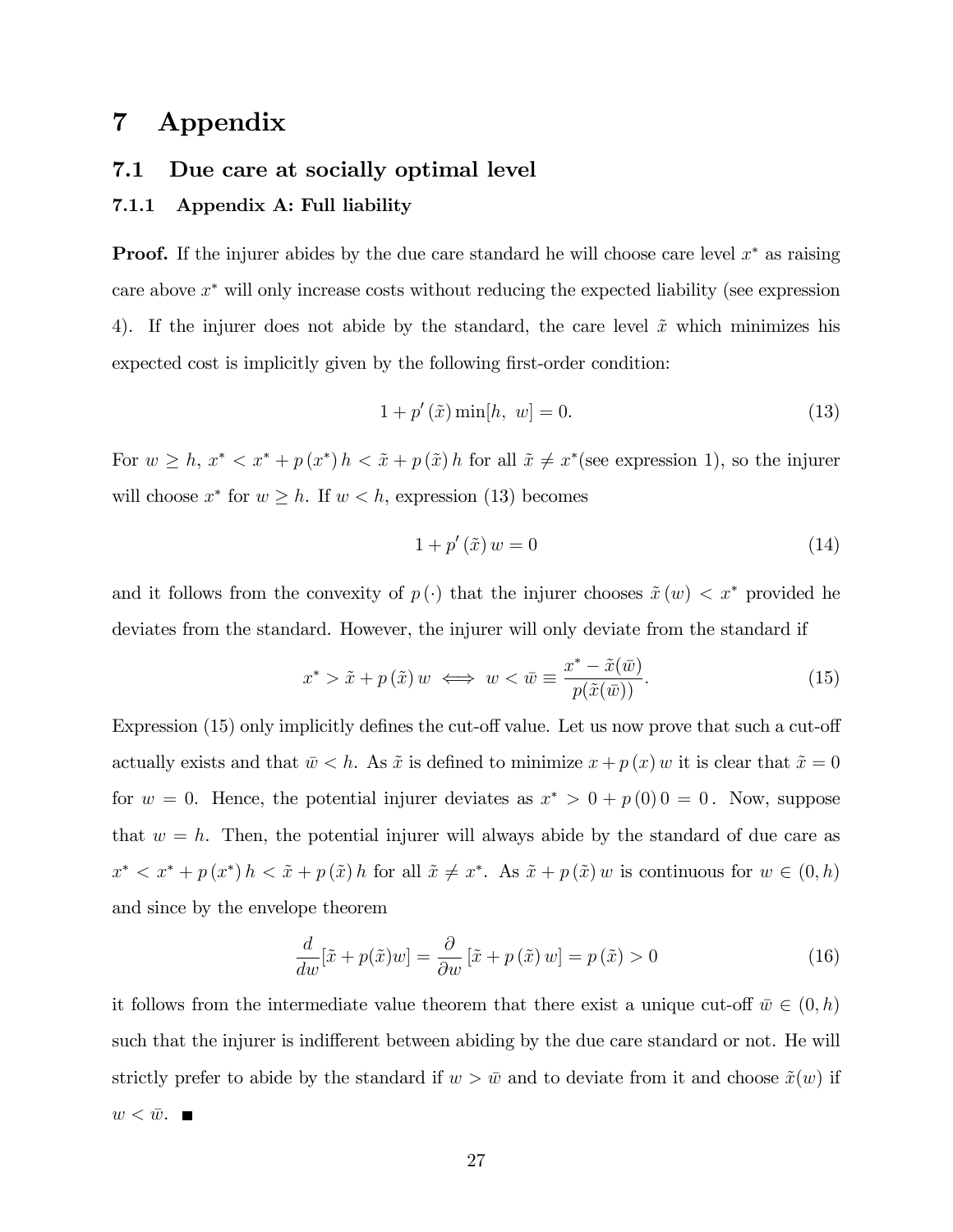# 7 Appendix

## 7.1 Due care at socially optimal level

### 7.1.1 Appendix A: Full liability

**Proof.** If the injurer abides by the due care standard he will choose care level $x^*$ as raising care above $x^*$ will only increase costs without reducing the expected liability (see expression 4). If the injurer does not abide by the standard, the care level $\tilde{x}$ which minimizes his expected cost is implicitly given by the following first-order condition:

$$1 + p'(\tilde{x}) \min[h,\ w] = 0. \tag{13}$$

For $w \geq h$, $x^* < x^* + p(x^*)\, h < \tilde{x} + p(\tilde{x})\, h$ for all $\tilde{x} \neq x^*$(see expression 1), so the injurer will choose $x^*$ for $w \geq h$. If $w < h$, expression (13) becomes

$$1 + p'(\tilde{x})\, w = 0 \tag{14}$$

and it follows from the convexity of $p(\cdot)$ that the injurer chooses $\tilde{x}(w) < x^*$ provided he deviates from the standard. However, the injurer will only deviate from the standard if

$$x^* > \tilde{x} + p(\tilde{x})\, w \iff w < \bar{w} \equiv \frac{x^* - \tilde{x}(\bar{w})}{p(\tilde{x}(\bar{w}))}. \tag{15}$$

Expression (15) only implicitly defines the cut-off value. Let us now prove that such a cut-off actually exists and that $\bar{w} < h$. As $\tilde{x}$ is defined to minimize $x + p(x)\, w$ it is clear that $\tilde{x} = 0$ for $w = 0$. Hence, the potential injurer deviates as $x^* > 0 + p(0)\, 0 = 0$. Now, suppose that $w = h$. Then, the potential injurer will always abide by the standard of due care as $x^* < x^* + p(x^*)\, h < \tilde{x} + p(\tilde{x})\, h$ for all $\tilde{x} \neq x^*$. As $\tilde{x} + p(\tilde{x})\, w$ is continuous for $w \in (0, h)$ and since by the envelope theorem

$$\frac{d}{dw}[\tilde{x} + p(\tilde{x})w] = \frac{\partial}{\partial w}[\tilde{x} + p(\tilde{x})\, w] = p(\tilde{x}) > 0 \tag{16}$$

it follows from the intermediate value theorem that there exist a unique cut-off $\bar{w} \in (0, h)$ such that the injurer is indifferent between abiding by the due care standard or not. He will strictly prefer to abide by the standard if $w > \bar{w}$ and to deviate from it and choose $\tilde{x}(w)$ if $w < \bar{w}$. ■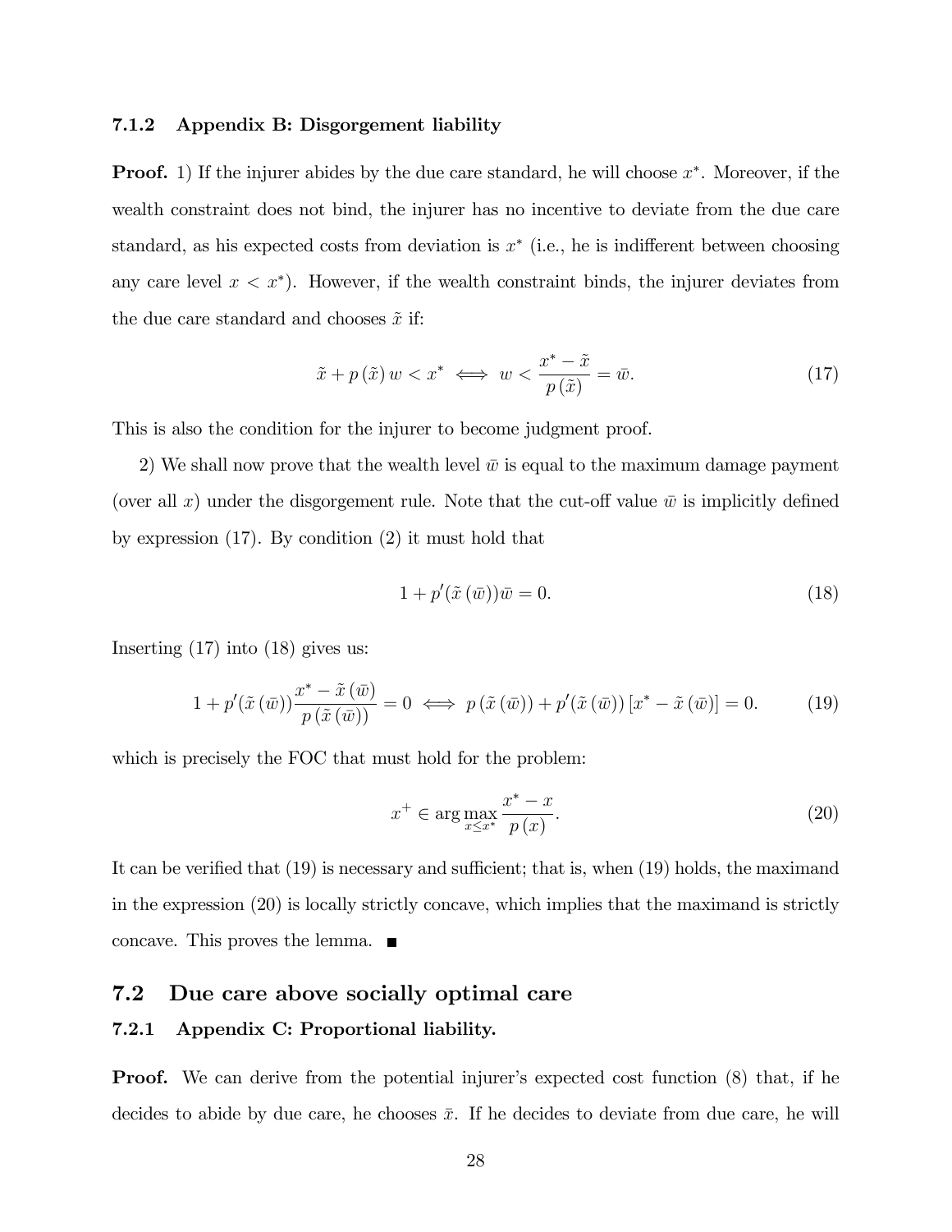#### 7.1.2 Appendix B: Disgorgement liability

**Proof.** 1) If the injurer abides by the due care standard, he will choose $x^*$. Moreover, if the wealth constraint does not bind, the injurer has no incentive to deviate from the due care standard, as his expected costs from deviation is $x^*$ (i.e., he is indifferent between choosing any care level $x < x^*$). However, if the wealth constraint binds, the injurer deviates from the due care standard and chooses $\tilde{x}$ if:

$$\tilde{x} + p(\tilde{x})\, w < x^* \iff w < \frac{x^* - \tilde{x}}{p(\tilde{x})} = \bar{w}. \tag{17}$$

This is also the condition for the injurer to become judgment proof.

2) We shall now prove that the wealth level $\bar{w}$ is equal to the maximum damage payment (over all $x$) under the disgorgement rule. Note that the cut-off value $\bar{w}$ is implicitly defined by expression (17). By condition (2) it must hold that

$$1 + p'(\tilde{x}(\bar{w}))\bar{w} = 0. \tag{18}$$

Inserting (17) into (18) gives us:

$$1 + p'(\tilde{x}(\bar{w}))\frac{x^* - \tilde{x}(\bar{w})}{p(\tilde{x}(\bar{w}))} = 0 \iff p(\tilde{x}(\bar{w})) + p'(\tilde{x}(\bar{w}))\,[x^* - \tilde{x}(\bar{w})] = 0. \tag{19}$$

which is precisely the FOC that must hold for the problem:

$$x^+ \in \arg\max_{x \leq x^*} \frac{x^* - x}{p(x)}. \tag{20}$$

It can be verified that (19) is necessary and sufficient; that is, when (19) holds, the maximand in the expression (20) is locally strictly concave, which implies that the maximand is strictly concave. This proves the lemma. ■

## 7.2 Due care above socially optimal care

#### 7.2.1 Appendix C: Proportional liability.

**Proof.** We can derive from the potential injurer's expected cost function (8) that, if he decides to abide by due care, he chooses $\bar{x}$. If he decides to deviate from due care, he will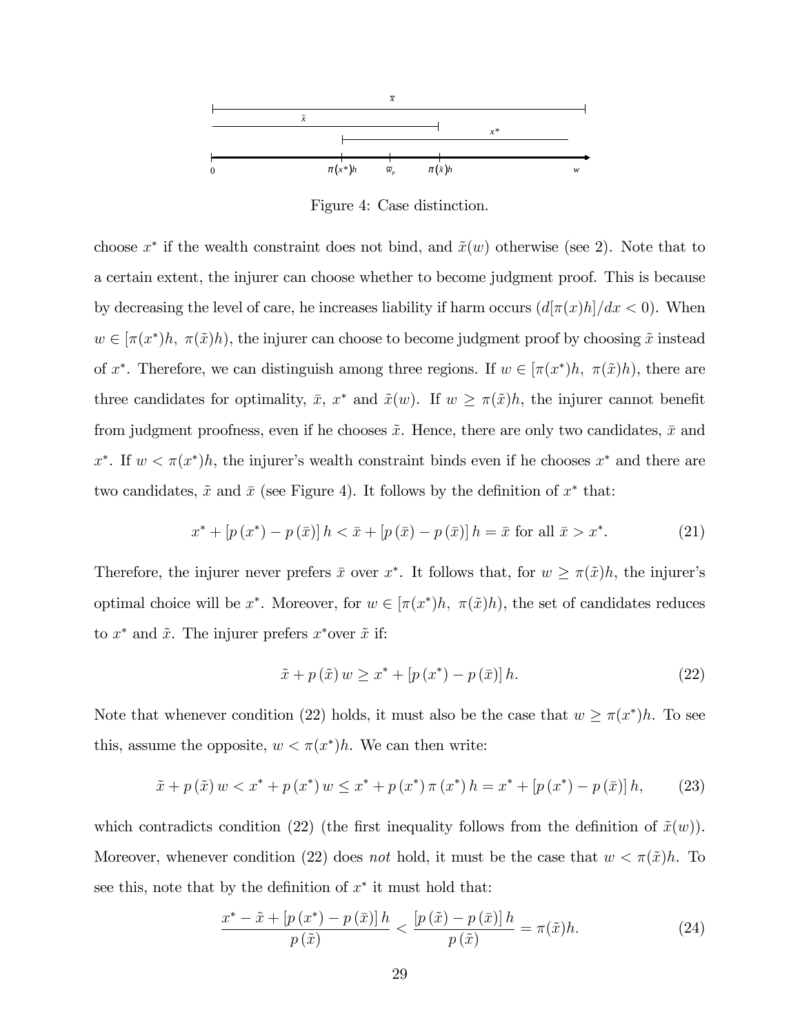Figure 4: Case distinction.

choose $x^*$ if the wealth constraint does not bind, and $\tilde{x}(w)$ otherwise (see 2). Note that to a certain extent, the injurer can choose whether to become judgment proof. This is because by decreasing the level of care, he increases liability if harm occurs ($d[\pi(x)h]/dx < 0$). When $w \in [\pi(x^*)h,\ \pi(\tilde{x})h)$, the injurer can choose to become judgment proof by choosing $\tilde{x}$ instead of $x^*$. Therefore, we can distinguish among three regions. If $w \in [\pi(x^*)h,\ \pi(\tilde{x})h)$, there are three candidates for optimality, $\bar{x}$, $x^*$ and $\tilde{x}(w)$. If $w \geq \pi(\tilde{x})h$, the injurer cannot benefit from judgment proofness, even if he chooses $\tilde{x}$. Hence, there are only two candidates, $\bar{x}$ and $x^*$. If $w < \pi(x^*)h$, the injurer's wealth constraint binds even if he chooses $x^*$ and there are two candidates, $\tilde{x}$ and $\bar{x}$ (see Figure 4). It follows by the definition of $x^*$ that:

$$x^* + [p(x^*) - p(\bar{x})]\, h < \bar{x} + [p(\bar{x}) - p(\bar{x})]\, h = \bar{x} \text{ for all } \bar{x} > x^*. \tag{21}$$

Therefore, the injurer never prefers $\bar{x}$ over $x^*$. It follows that, for $w \geq \pi(\tilde{x})h$, the injurer's optimal choice will be $x^*$. Moreover, for $w \in [\pi(x^*)h,\ \pi(\tilde{x})h)$, the set of candidates reduces to $x^*$ and $\tilde{x}$. The injurer prefers $x^*$over $\tilde{x}$ if:

$$\tilde{x} + p(\tilde{x})\, w \geq x^* + [p(x^*) - p(\bar{x})]\, h. \tag{22}$$

Note that whenever condition (22) holds, it must also be the case that $w \geq \pi(x^*)h$. To see this, assume the opposite, $w < \pi(x^*)h$. We can then write:

$$\tilde{x} + p(\tilde{x})\, w < x^* + p(x^*)\, w \leq x^* + p(x^*)\, \pi(x^*)\, h = x^* + [p(x^*) - p(\bar{x})]\, h, \tag{23}$$

which contradicts condition (22) (the first inequality follows from the definition of $\tilde{x}(w)$). Moreover, whenever condition (22) does *not* hold, it must be the case that $w < \pi(\tilde{x})h$. To see this, note that by the definition of $x^*$ it must hold that:

$$\frac{x^* - \tilde{x} + [p(x^*) - p(\bar{x})]\, h}{p(\tilde{x})} < \frac{[p(\tilde{x}) - p(\bar{x})]\, h}{p(\tilde{x})} = \pi(\tilde{x})h. \tag{24}$$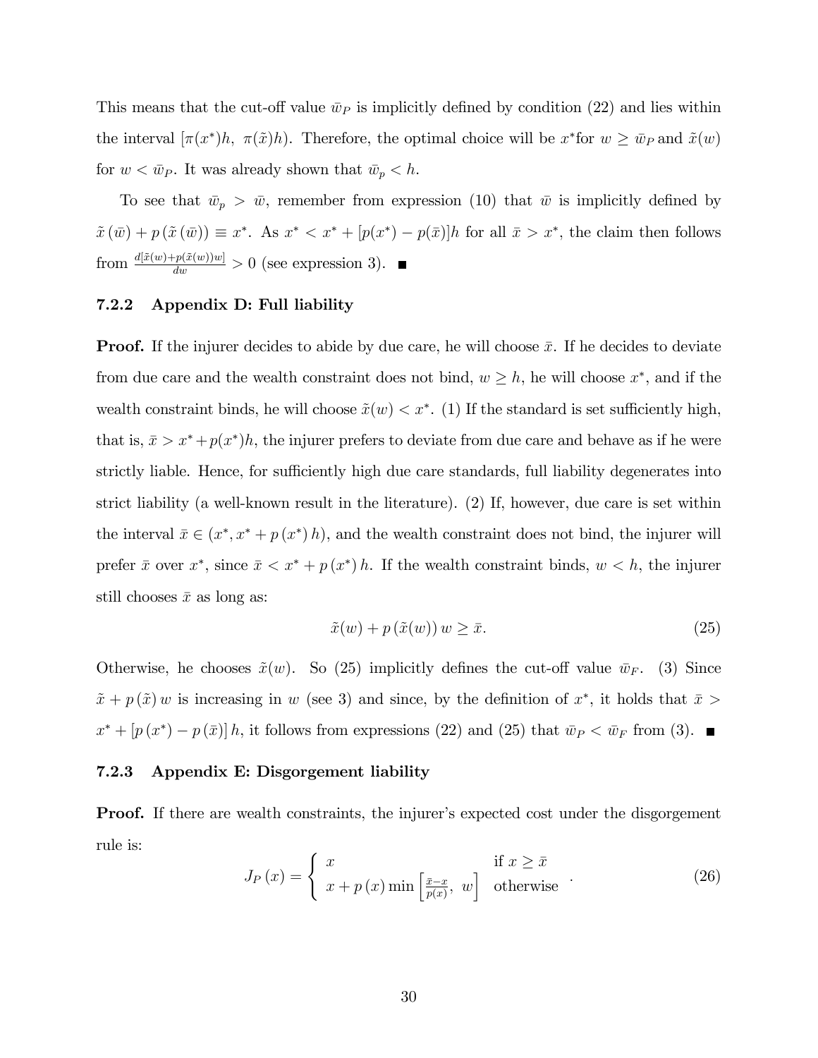This means that the cut-off value $\bar{w}_P$ is implicitly defined by condition (22) and lies within the interval $[\pi(x^*)h,\ \pi(\tilde{x})h)$. Therefore, the optimal choice will be $x^*$for $w \geq \bar{w}_P$ and $\tilde{x}(w)$ for $w < \bar{w}_P$. It was already shown that $\bar{w}_p < h$.

To see that $\bar{w}_p > \bar{w}$, remember from expression (10) that $\bar{w}$ is implicitly defined by $\tilde{x}(\bar{w}) + p(\tilde{x}(\bar{w})) \equiv x^*$. As $x^* < x^* + [p(x^*) - p(\bar{x})]h$ for all $\bar{x} > x^*$, the claim then follows from $\frac{d[\tilde{x}(w)+p(\tilde{x}(w))w]}{dw} > 0$ (see expression 3). ■

### 7.2.2 Appendix D: Full liability

**Proof.** If the injurer decides to abide by due care, he will choose $\bar{x}$. If he decides to deviate from due care and the wealth constraint does not bind, $w \geq h$, he will choose $x^*$, and if the wealth constraint binds, he will choose $\tilde{x}(w) < x^*$. (1) If the standard is set sufficiently high, that is, $\bar{x} > x^* + p(x^*)h$, the injurer prefers to deviate from due care and behave as if he were strictly liable. Hence, for sufficiently high due care standards, full liability degenerates into strict liability (a well-known result in the literature). (2) If, however, due care is set within the interval $\bar{x} \in (x^*, x^* + p(x^*)h)$, and the wealth constraint does not bind, the injurer will prefer $\bar{x}$ over $x^*$, since $\bar{x} < x^* + p(x^*)h$. If the wealth constraint binds, $w < h$, the injurer still chooses $\bar{x}$ as long as:

$$\tilde{x}(w) + p(\tilde{x}(w))\, w \geq \bar{x}. \tag{25}$$

Otherwise, he chooses $\tilde{x}(w)$. So (25) implicitly defines the cut-off value $\bar{w}_F$. (3) Since $\tilde{x} + p(\tilde{x})\, w$ is increasing in $w$ (see 3) and since, by the definition of $x^*$, it holds that $\bar{x} > x^* + [p(x^*) - p(\bar{x})]h$, it follows from expressions (22) and (25) that $\bar{w}_P < \bar{w}_F$ from (3). ■

### 7.2.3 Appendix E: Disgorgement liability

**Proof.** If there are wealth constraints, the injurer's expected cost under the disgorgement rule is:

$$J_P(x) = \begin{cases} x & \text{if } x \geq \bar{x} \\ x + p(x)\min\left[\frac{\bar{x}-x}{p(x)},\ w\right] & \text{otherwise} \end{cases}. \tag{26}$$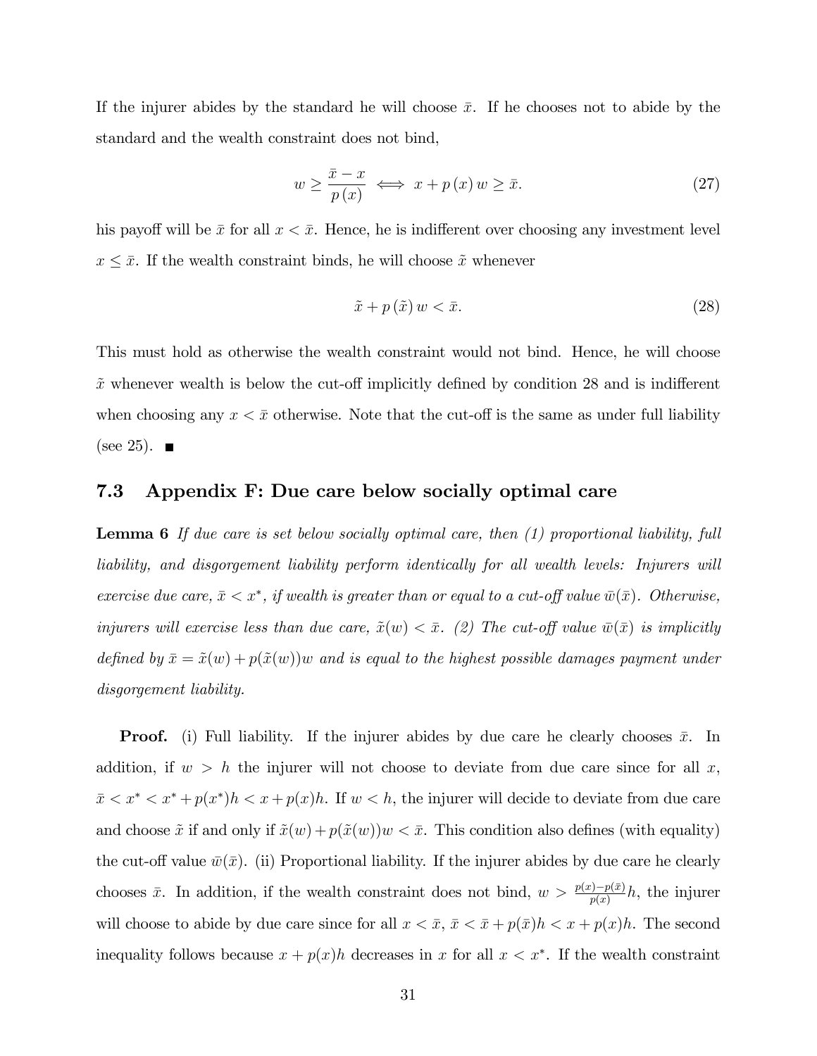If the injurer abides by the standard he will choose $\bar{x}$. If he chooses not to abide by the standard and the wealth constraint does not bind,

$$w \geq \frac{\bar{x} - x}{p(x)} \iff x + p(x)\, w \geq \bar{x}. \tag{27}$$

his payoff will be $\bar{x}$ for all $x < \bar{x}$. Hence, he is indifferent over choosing any investment level $x \leq \bar{x}$. If the wealth constraint binds, he will choose $\tilde{x}$ whenever

$$\tilde{x} + p(\tilde{x})\, w < \bar{x}. \tag{28}$$

This must hold as otherwise the wealth constraint would not bind. Hence, he will choose $\tilde{x}$ whenever wealth is below the cut-off implicitly defined by condition 28 and is indifferent when choosing any $x < \bar{x}$ otherwise. Note that the cut-off is the same as under full liability (see 25). ■

## 7.3 Appendix F: Due care below socially optimal care

**Lemma 6** *If due care is set below socially optimal care, then (1) proportional liability, full liability, and disgorgement liability perform identically for all wealth levels: Injurers will exercise due care, $\bar{x} < x^*$, if wealth is greater than or equal to a cut-off value $\bar{w}(\bar{x})$. Otherwise, injurers will exercise less than due care, $\tilde{x}(w) < \bar{x}$. (2) The cut-off value $\bar{w}(\bar{x})$ is implicitly defined by $\bar{x} = \tilde{x}(w) + p(\tilde{x}(w))w$ and is equal to the highest possible damages payment under disgorgement liability.*

**Proof.** (i) Full liability. If the injurer abides by due care he clearly chooses $\bar{x}$. In addition, if $w > h$ the injurer will not choose to deviate from due care since for all $x$, $\bar{x} < x^* < x^* + p(x^*)h < x + p(x)h$. If $w < h$, the injurer will decide to deviate from due care and choose $\tilde{x}$ if and only if $\tilde{x}(w) + p(\tilde{x}(w))w < \bar{x}$. This condition also defines (with equality) the cut-off value $\bar{w}(\bar{x})$. (ii) Proportional liability. If the injurer abides by due care he clearly chooses $\bar{x}$. In addition, if the wealth constraint does not bind, $w > \frac{p(x) - p(\bar{x})}{p(x)} h$, the injurer will choose to abide by due care since for all $x < \bar{x}$, $\bar{x} < \bar{x} + p(\bar{x})h < x + p(x)h$. The second inequality follows because $x + p(x)h$ decreases in $x$ for all $x < x^*$. If the wealth constraint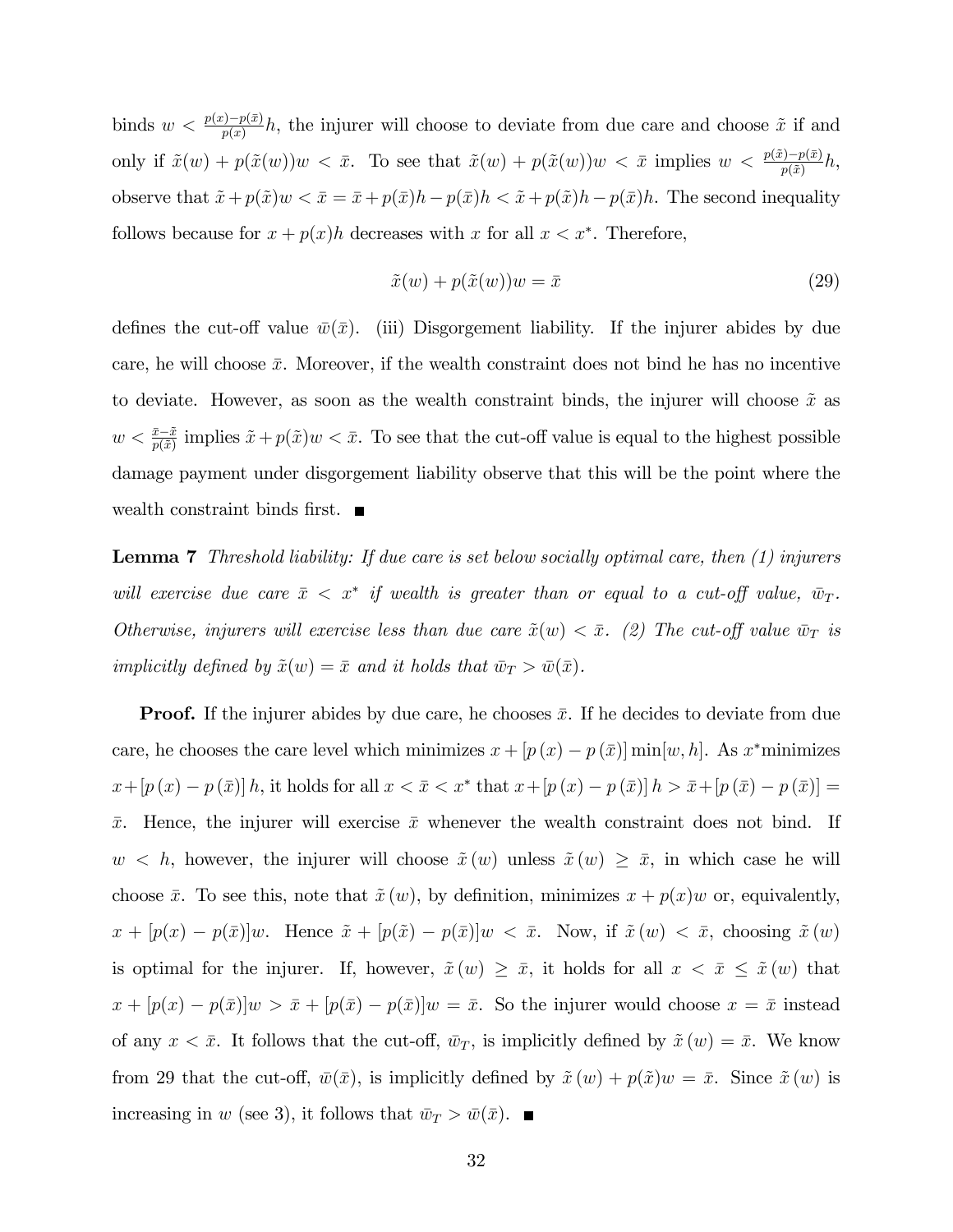binds $w < \frac{p(x)-p(\bar{x})}{p(x)}h$, the injurer will choose to deviate from due care and choose $\tilde{x}$ if and only if $\tilde{x}(w) + p(\tilde{x}(w))w < \bar{x}$. To see that $\tilde{x}(w) + p(\tilde{x}(w))w < \bar{x}$ implies $w < \frac{p(\tilde{x})-p(\bar{x})}{p(\tilde{x})}h$, observe that $\tilde{x} + p(\tilde{x})w < \bar{x} = \bar{x} + p(\bar{x})h - p(\bar{x})h < \tilde{x} + p(\tilde{x})h - p(\bar{x})h$. The second inequality follows because for $x + p(x)h$ decreases with $x$ for all $x < x^*$. Therefore,

$$\tilde{x}(w) + p(\tilde{x}(w))w = \bar{x} \tag{29}$$

defines the cut-off value $\bar{w}(\bar{x})$. (iii) Disgorgement liability. If the injurer abides by due care, he will choose $\bar{x}$. Moreover, if the wealth constraint does not bind he has no incentive to deviate. However, as soon as the wealth constraint binds, the injurer will choose $\tilde{x}$ as $w < \frac{\bar{x}-\tilde{x}}{p(\tilde{x})}$ implies $\tilde{x} + p(\tilde{x})w < \bar{x}$. To see that the cut-off value is equal to the highest possible damage payment under disgorgement liability observe that this will be the point where the wealth constraint binds first. ■

**Lemma 7** *Threshold liability: If due care is set below socially optimal care, then (1) injurers will exercise due care $\bar{x} < x^*$ if wealth is greater than or equal to a cut-off value, $\bar{w}_T$. Otherwise, injurers will exercise less than due care $\tilde{x}(w) < \bar{x}$. (2) The cut-off value $\bar{w}_T$ is implicitly defined by $\tilde{x}(w) = \bar{x}$ and it holds that $\bar{w}_T > \bar{w}(\bar{x})$.*

**Proof.** If the injurer abides by due care, he chooses $\bar{x}$. If he decides to deviate from due care, he chooses the care level which minimizes $x + [p(x) - p(\bar{x})] \min[w, h]$. As $x^*$minimizes $x + [p(x) - p(\bar{x})]h$, it holds for all $x < \bar{x} < x^*$ that $x + [p(x) - p(\bar{x})]h > \bar{x} + [p(\bar{x}) - p(\bar{x})] = \bar{x}$. Hence, the injurer will exercise $\bar{x}$ whenever the wealth constraint does not bind. If $w < h$, however, the injurer will choose $\tilde{x}(w)$ unless $\tilde{x}(w) \geq \bar{x}$, in which case he will choose $\bar{x}$. To see this, note that $\tilde{x}(w)$, by definition, minimizes $x + p(x)w$ or, equivalently, $x + [p(x) - p(\bar{x})]w$. Hence $\tilde{x} + [p(\tilde{x}) - p(\bar{x})]w < \bar{x}$. Now, if $\tilde{x}(w) < \bar{x}$, choosing $\tilde{x}(w)$ is optimal for the injurer. If, however, $\tilde{x}(w) \geq \bar{x}$, it holds for all $x < \bar{x} \leq \tilde{x}(w)$ that $x + [p(x) - p(\bar{x})]w > \bar{x} + [p(\bar{x}) - p(\bar{x})]w = \bar{x}$. So the injurer would choose $x = \bar{x}$ instead of any $x < \bar{x}$. It follows that the cut-off, $\bar{w}_T$, is implicitly defined by $\tilde{x}(w) = \bar{x}$. We know from 29 that the cut-off, $\bar{w}(\bar{x})$, is implicitly defined by $\tilde{x}(w) + p(\tilde{x})w = \bar{x}$. Since $\tilde{x}(w)$ is increasing in $w$ (see 3), it follows that $\bar{w}_T > \bar{w}(\bar{x})$. ■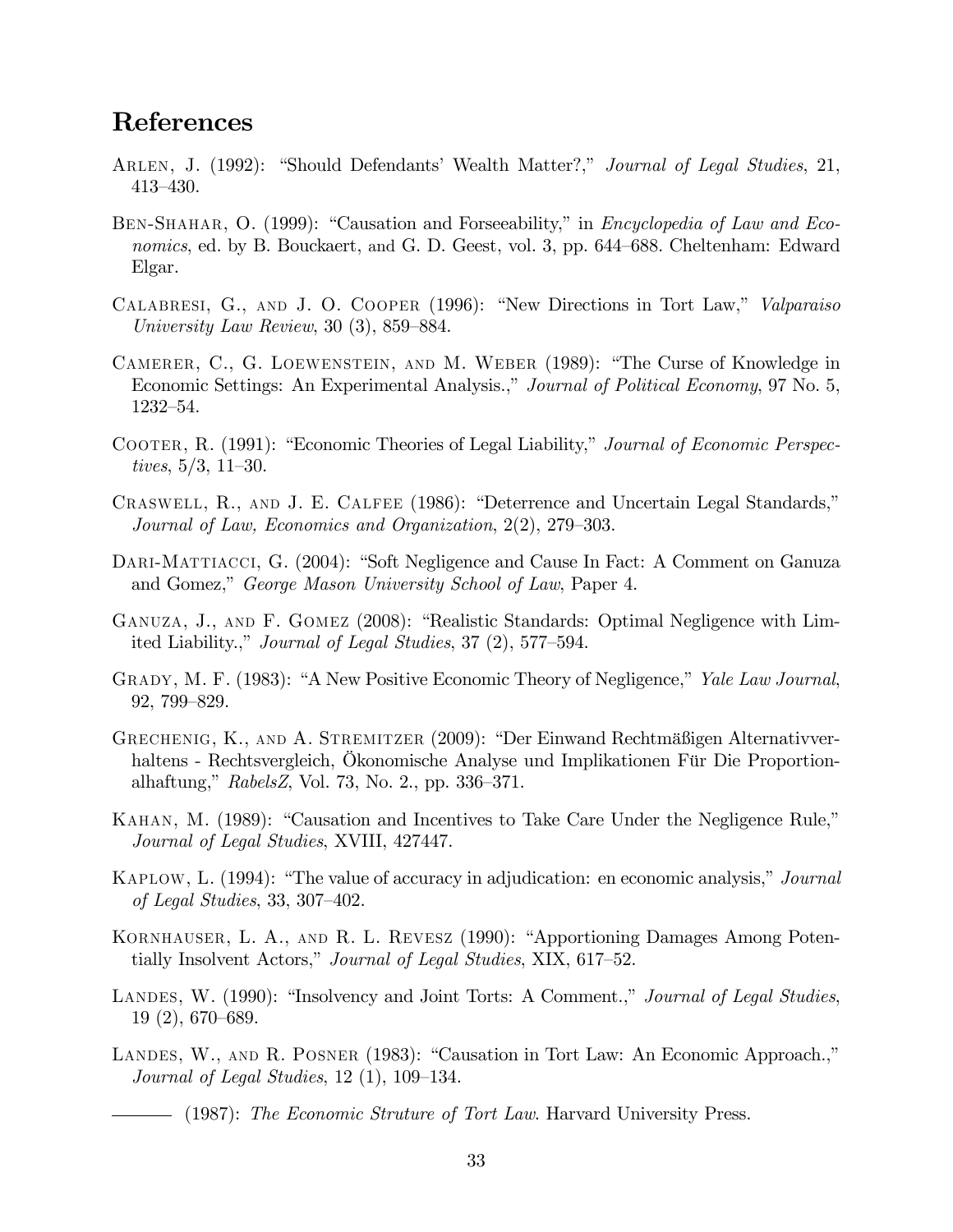## References

Arlen, J. (1992): "Should Defendants' Wealth Matter?," *Journal of Legal Studies*, 21, 413–430.

Ben-Shahar, O. (1999): "Causation and Forseeability," in *Encyclopedia of Law and Economics*, ed. by B. Bouckaert, and G. D. Geest, vol. 3, pp. 644–688. Cheltenham: Edward Elgar.

Calabresi, G., and J. O. Cooper (1996): "New Directions in Tort Law," *Valparaiso University Law Review*, 30 (3), 859–884.

Camerer, C., G. Loewenstein, and M. Weber (1989): "The Curse of Knowledge in Economic Settings: An Experimental Analysis.," *Journal of Political Economy*, 97 No. 5, 1232–54.

Cooter, R. (1991): "Economic Theories of Legal Liability," *Journal of Economic Perspectives*, 5/3, 11–30.

Craswell, R., and J. E. Calfee (1986): "Deterrence and Uncertain Legal Standards," *Journal of Law, Economics and Organization*, 2(2), 279–303.

Dari-Mattiacci, G. (2004): "Soft Negligence and Cause In Fact: A Comment on Ganuza and Gomez," *George Mason University School of Law*, Paper 4.

Ganuza, J., and F. Gomez (2008): "Realistic Standards: Optimal Negligence with Limited Liability.," *Journal of Legal Studies*, 37 (2), 577–594.

Grady, M. F. (1983): "A New Positive Economic Theory of Negligence," *Yale Law Journal*, 92, 799–829.

Grechenig, K., and A. Stremitzer (2009): "Der Einwand Rechtmäßigen Alternativverhaltens - Rechtsvergleich, Ökonomische Analyse und Implikationen Für Die Proportionalhaftung," *RabelsZ*, Vol. 73, No. 2., pp. 336–371.

Kahan, M. (1989): "Causation and Incentives to Take Care Under the Negligence Rule," *Journal of Legal Studies*, XVIII, 427447.

Kaplow, L. (1994): "The value of accuracy in adjudication: en economic analysis," *Journal of Legal Studies*, 33, 307–402.

Kornhauser, L. A., and R. L. Revesz (1990): "Apportioning Damages Among Potentially Insolvent Actors," *Journal of Legal Studies*, XIX, 617–52.

Landes, W. (1990): "Insolvency and Joint Torts: A Comment.," *Journal of Legal Studies*, 19 (2), 670–689.

Landes, W., and R. Posner (1983): "Causation in Tort Law: An Economic Approach.," *Journal of Legal Studies*, 12 (1), 109–134.

——— (1987): *The Economic Struture of Tort Law*. Harvard University Press.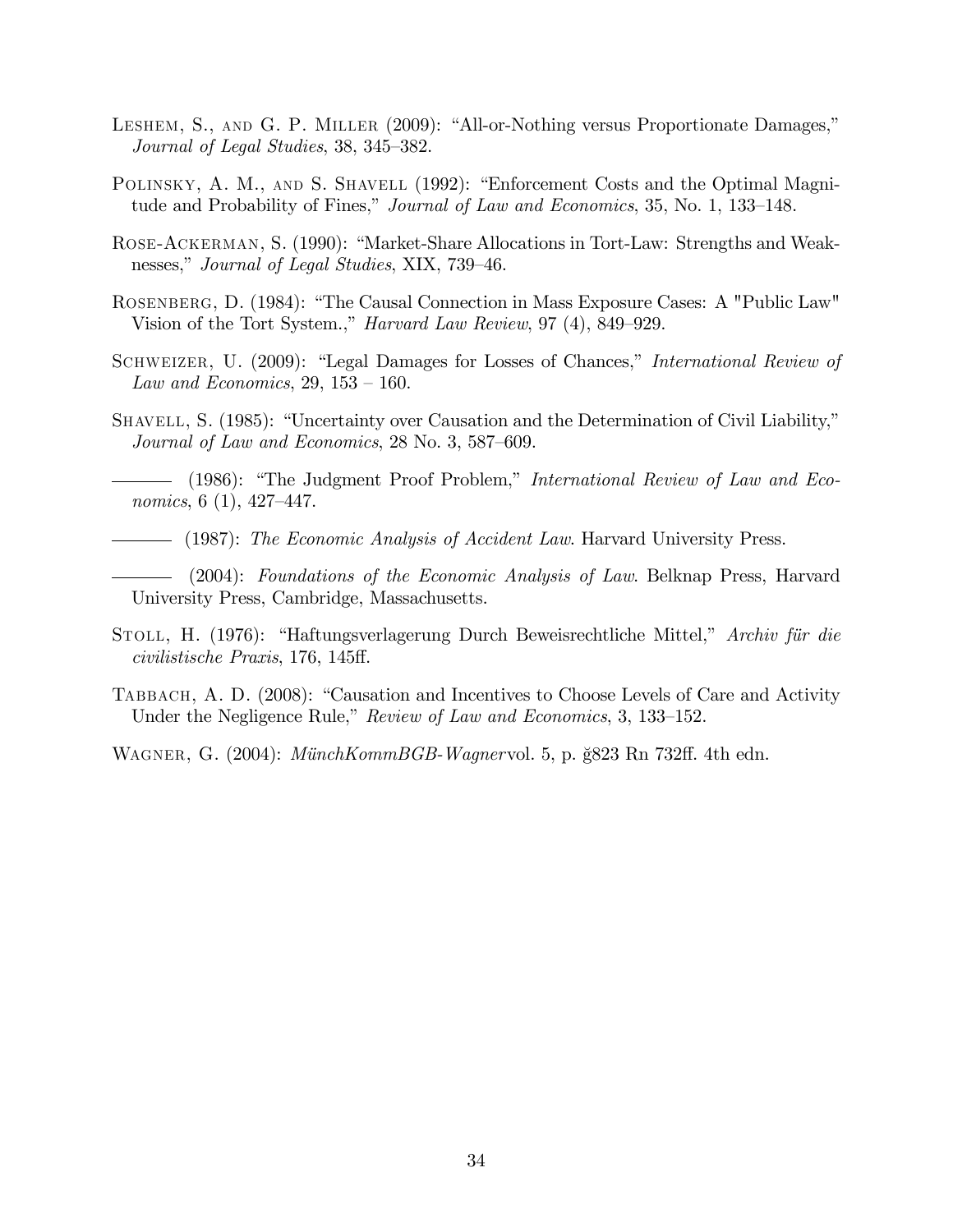Leshem, S., and G. P. Miller (2009): "All-or-Nothing versus Proportionate Damages," *Journal of Legal Studies*, 38, 345–382.

Polinsky, A. M., and S. Shavell (1992): "Enforcement Costs and the Optimal Magnitude and Probability of Fines," *Journal of Law and Economics*, 35, No. 1, 133–148.

Rose-Ackerman, S. (1990): "Market-Share Allocations in Tort-Law: Strengths and Weaknesses," *Journal of Legal Studies*, XIX, 739–46.

Rosenberg, D. (1984): "The Causal Connection in Mass Exposure Cases: A "Public Law" Vision of the Tort System.," *Harvard Law Review*, 97 (4), 849–929.

Schweizer, U. (2009): "Legal Damages for Losses of Chances," *International Review of Law and Economics*, 29, 153 – 160.

Shavell, S. (1985): "Uncertainty over Causation and the Determination of Civil Liability," *Journal of Law and Economics*, 28 No. 3, 587–609.

——— (1986): "The Judgment Proof Problem," *International Review of Law and Economics*, 6 (1), 427–447.

——— (1987): *The Economic Analysis of Accident Law*. Harvard University Press.

——— (2004): *Foundations of the Economic Analysis of Law*. Belknap Press, Harvard University Press, Cambridge, Massachusetts.

Stoll, H. (1976): "Haftungsverlagerung Durch Beweisrechtliche Mittel," *Archiv für die civilistische Praxis*, 176, 145ff.

Tabbach, A. D. (2008): "Causation and Incentives to Choose Levels of Care and Activity Under the Negligence Rule," *Review of Law and Economics*, 3, 133–152.

Wagner, G. (2004): *MünchKommBGB-Wagner*vol. 5, p. ğ823 Rn 732ff. 4th edn.